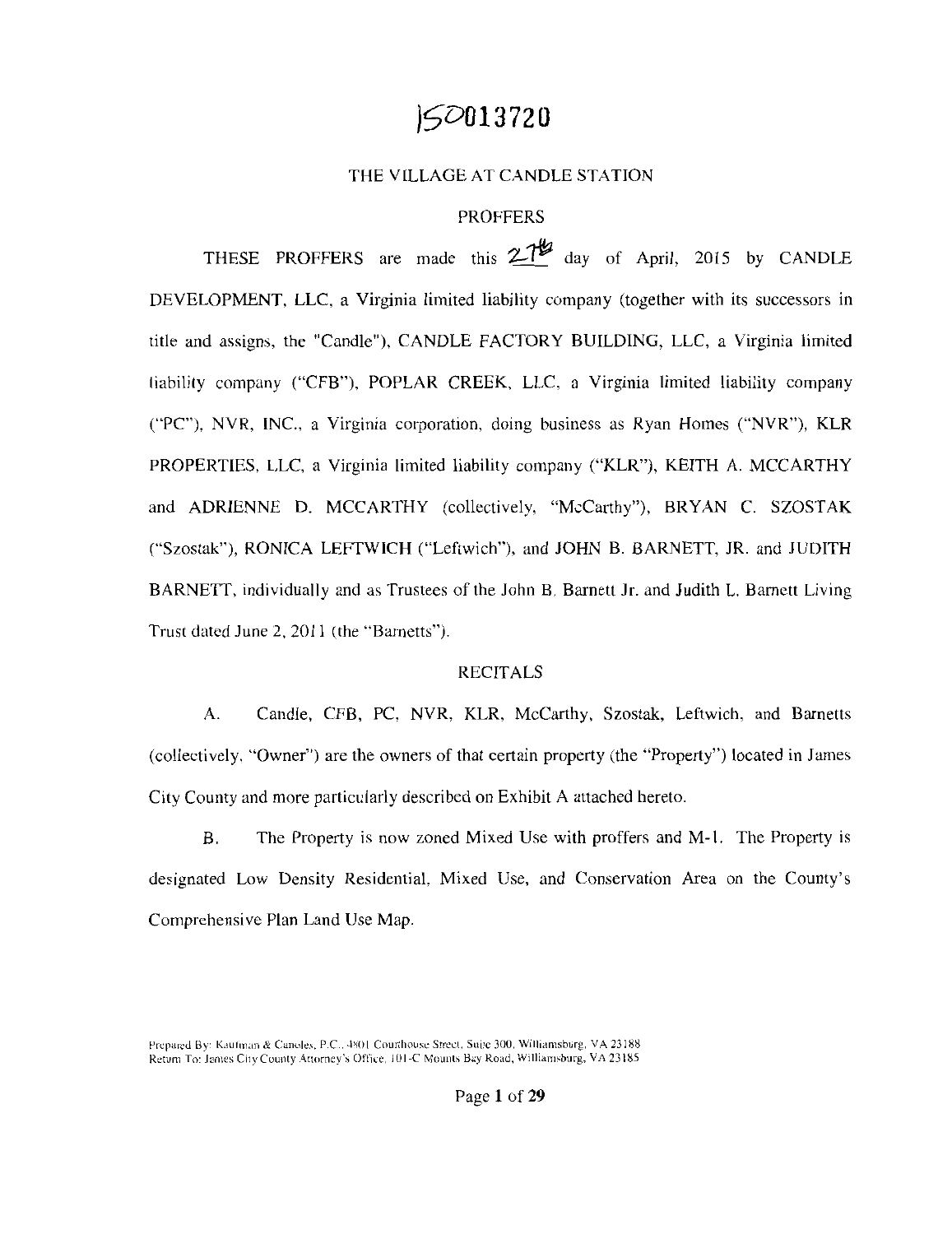150013720

## THE VILLAGE AT CANDLE STATION

## PROFFERS

THESE PROFFERS are made this 27th day of April, 2015 by CANDLE DEVELOPMENT, LLC, a Virginia limited liability company (together with its successors in title and assigns, the "Candle"), CANDLE FACTORY BUILDING, LLC, a Virginia limited liability company ("CFB"), POPLAR CREEK, LLC, a Virginia limited liability company ("PC"), NVR, INC., a Virginia corporation, doing business as Ryan Homes ("NVR"), KLR PROPERTIES, LLC, a Virginia limited liability company ("KLR"), KEITH A. MCCARTHY and ADRIENNE D. MCCARTHY (collectively, "McCarthy"), BRYAN C. SZOSTAK ("Szostak"), RONICA LEFTWICH ("Leftwich"), and JOHN B. BARNETT, JR. and JUDITH BARNETT, individually and as Trustees of the John B. Barnett Jr. and Judith L. Barnett Living Trust dated June 2, 2011 (the "Barnetts").

## RECITALS

A. Candle, CFB, PC, NVR, KLR, McCarthy, Szostak, Leftwich, and Barnetts (collectively, "Owner") are the owners of that certain property (the "Property") located in James City County and more particularly described on Exhibit A attached hereto.

B. The Property is now zoned Mixed Use with proffers and M-1. The Property is designated Low Density Residential, Mixed Use, and Conservation Area on the County's Comprehensive Plan Land Use Map.

Prepared By: Kaufman & Canoles, P.C., 4801 Courthouse Street, Suite 300, Williamsburg, VA 23188
Return To: James City County Attorney's Office, 101-C Mounts Bay Road, Williamsburg, VA 23185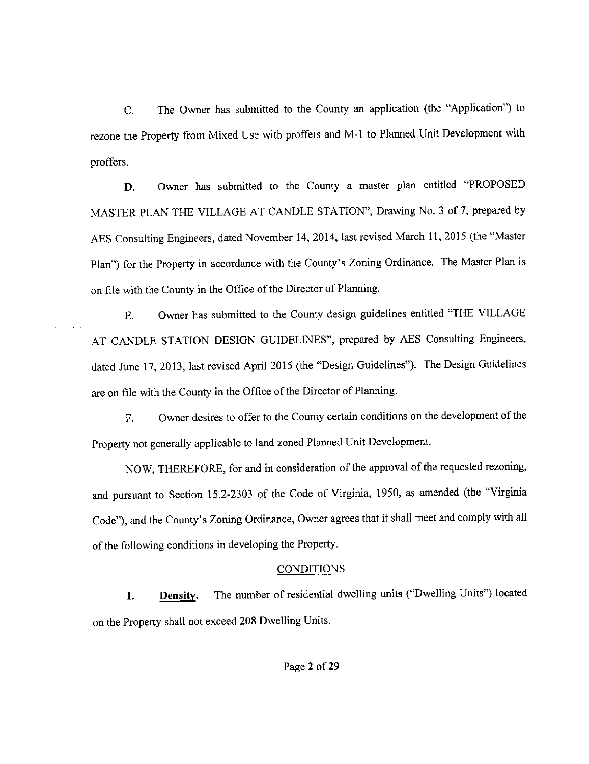C. The Owner has submitted to the County an application (the "Application") to rezone the Property from Mixed Use with proffers and M-1 to Planned Unit Development with proffers.

D. Owner has submitted to the County a master plan entitled "PROPOSED MASTER PLAN THE VILLAGE AT CANDLE STATION", Drawing No. 3 of 7, prepared by AES Consulting Engineers, dated November 14, 2014, last revised March 11, 2015 (the "Master Plan") for the Property in accordance with the County's Zoning Ordinance. The Master Plan is on file with the County in the Office of the Director of Planning.

E. Owner has submitted to the County design guidelines entitled "THE VILLAGE AT CANDLE STATION DESIGN GUIDELINES", prepared by AES Consulting Engineers, dated June 17, 2013, last revised April 2015 (the "Design Guidelines"). The Design Guidelines are on file with the County in the Office of the Director of Planning.

F. Owner desires to offer to the County certain conditions on the development of the Property not generally applicable to land zoned Planned Unit Development.

NOW, THEREFORE, for and in consideration of the approval of the requested rezoning, and pursuant to Section 15.2-2303 of the Code of Virginia, 1950, as amended (the "Virginia Code"), and the County's Zoning Ordinance, Owner agrees that it shall meet and comply with all of the following conditions in developing the Property.

## CONDITIONS

1. **Density.** The number of residential dwelling units ("Dwelling Units") located on the Property shall not exceed 208 Dwelling Units.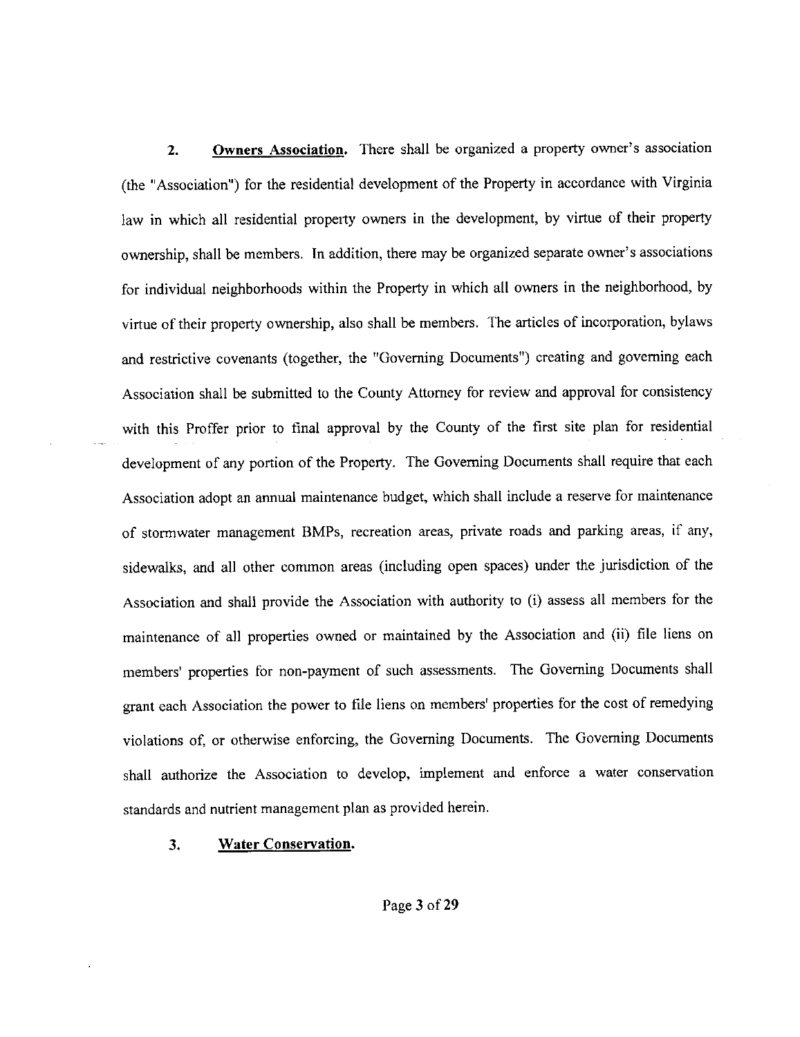2. **Owners Association.** There shall be organized a property owner's association (the "Association") for the residential development of the Property in accordance with Virginia law in which all residential property owners in the development, by virtue of their property ownership, shall be members. In addition, there may be organized separate owner's associations for individual neighborhoods within the Property in which all owners in the neighborhood, by virtue of their property ownership, also shall be members. The articles of incorporation, bylaws and restrictive covenants (together, the "Governing Documents") creating and governing each Association shall be submitted to the County Attorney for review and approval for consistency with this Proffer prior to final approval by the County of the first site plan for residential development of any portion of the Property. The Governing Documents shall require that each Association adopt an annual maintenance budget, which shall include a reserve for maintenance of stormwater management BMPs, recreation areas, private roads and parking areas, if any, sidewalks, and all other common areas (including open spaces) under the jurisdiction of the Association and shall provide the Association with authority to (i) assess all members for the maintenance of all properties owned or maintained by the Association and (ii) file liens on members' properties for non-payment of such assessments. The Governing Documents shall grant each Association the power to file liens on members' properties for the cost of remedying violations of, or otherwise enforcing, the Governing Documents. The Governing Documents shall authorize the Association to develop, implement and enforce a water conservation standards and nutrient management plan as provided herein.

3. **Water Conservation.**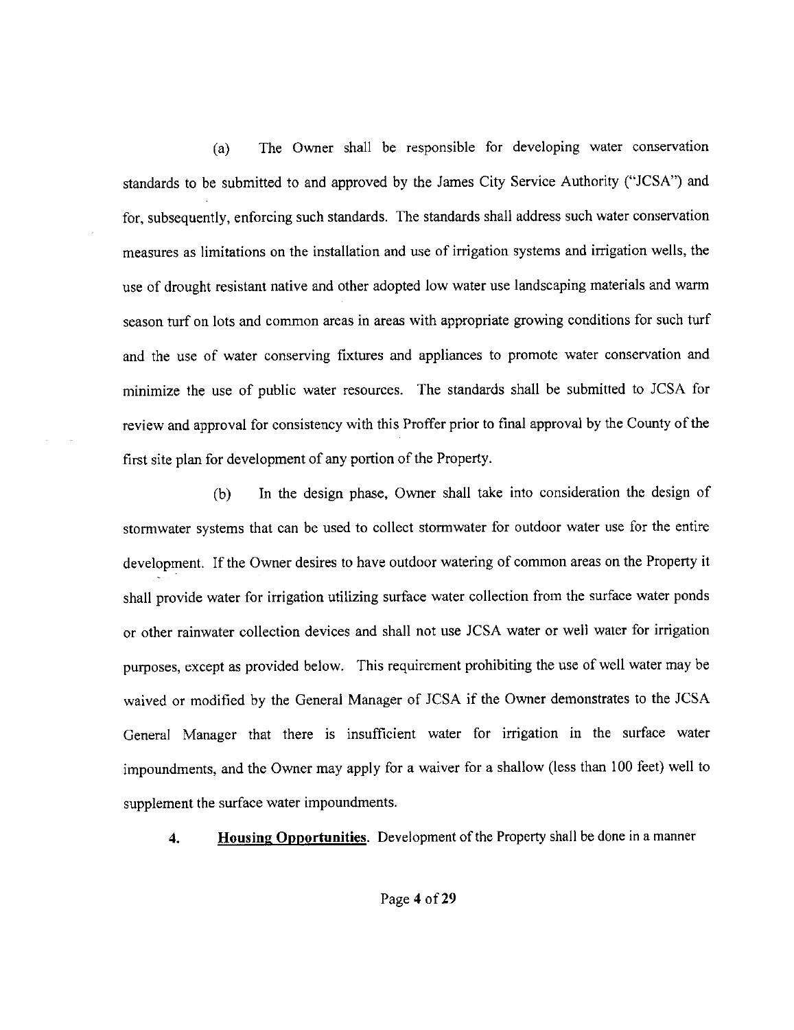(a) The Owner shall be responsible for developing water conservation standards to be submitted to and approved by the James City Service Authority ("JCSA") and for, subsequently, enforcing such standards. The standards shall address such water conservation measures as limitations on the installation and use of irrigation systems and irrigation wells, the use of drought resistant native and other adopted low water use landscaping materials and warm season turf on lots and common areas in areas with appropriate growing conditions for such turf and the use of water conserving fixtures and appliances to promote water conservation and minimize the use of public water resources. The standards shall be submitted to JCSA for review and approval for consistency with this Proffer prior to final approval by the County of the first site plan for development of any portion of the Property.

(b) In the design phase, Owner shall take into consideration the design of stormwater systems that can be used to collect stormwater for outdoor water use for the entire development. If the Owner desires to have outdoor watering of common areas on the Property it shall provide water for irrigation utilizing surface water collection from the surface water ponds or other rainwater collection devices and shall not use JCSA water or well water for irrigation purposes, except as provided below. This requirement prohibiting the use of well water may be waived or modified by the General Manager of JCSA if the Owner demonstrates to the JCSA General Manager that there is insufficient water for irrigation in the surface water impoundments, and the Owner may apply for a waiver for a shallow (less than 100 feet) well to supplement the surface water impoundments.

4. **Housing Opportunities**. Development of the Property shall be done in a manner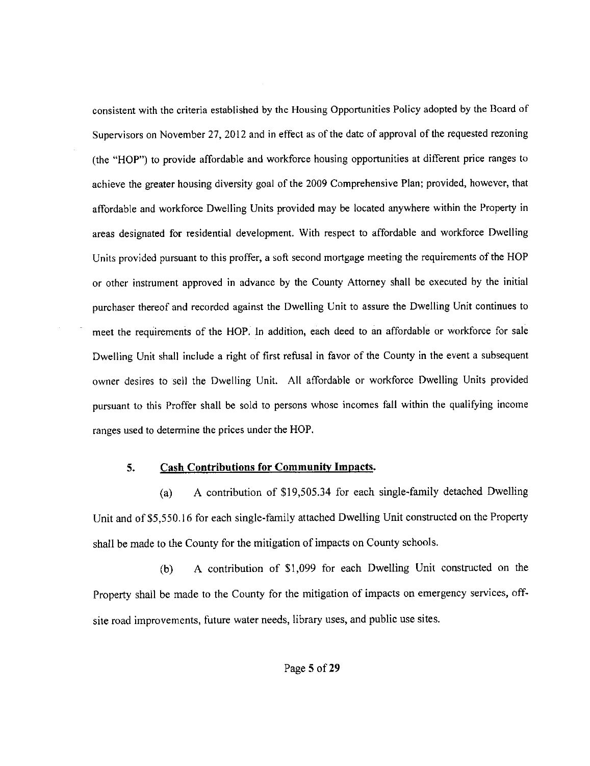consistent with the criteria established by the Housing Opportunities Policy adopted by the Board of Supervisors on November 27, 2012 and in effect as of the date of approval of the requested rezoning (the "HOP") to provide affordable and workforce housing opportunities at different price ranges to achieve the greater housing diversity goal of the 2009 Comprehensive Plan; provided, however, that affordable and workforce Dwelling Units provided may be located anywhere within the Property in areas designated for residential development. With respect to affordable and workforce Dwelling Units provided pursuant to this proffer, a soft second mortgage meeting the requirements of the HOP or other instrument approved in advance by the County Attorney shall be executed by the initial purchaser thereof and recorded against the Dwelling Unit to assure the Dwelling Unit continues to meet the requirements of the HOP. In addition, each deed to an affordable or workforce for sale Dwelling Unit shall include a right of first refusal in favor of the County in the event a subsequent owner desires to sell the Dwelling Unit. All affordable or workforce Dwelling Units provided pursuant to this Proffer shall be sold to persons whose incomes fall within the qualifying income ranges used to determine the prices under the HOP.

## 5. Cash Contributions for Community Impacts.

(a) A contribution of $19,505.34 for each single-family detached Dwelling Unit and of $5,550.16 for each single-family attached Dwelling Unit constructed on the Property shall be made to the County for the mitigation of impacts on County schools.

(b) A contribution of $1,099 for each Dwelling Unit constructed on the Property shall be made to the County for the mitigation of impacts on emergency services, off-site road improvements, future water needs, library uses, and public use sites.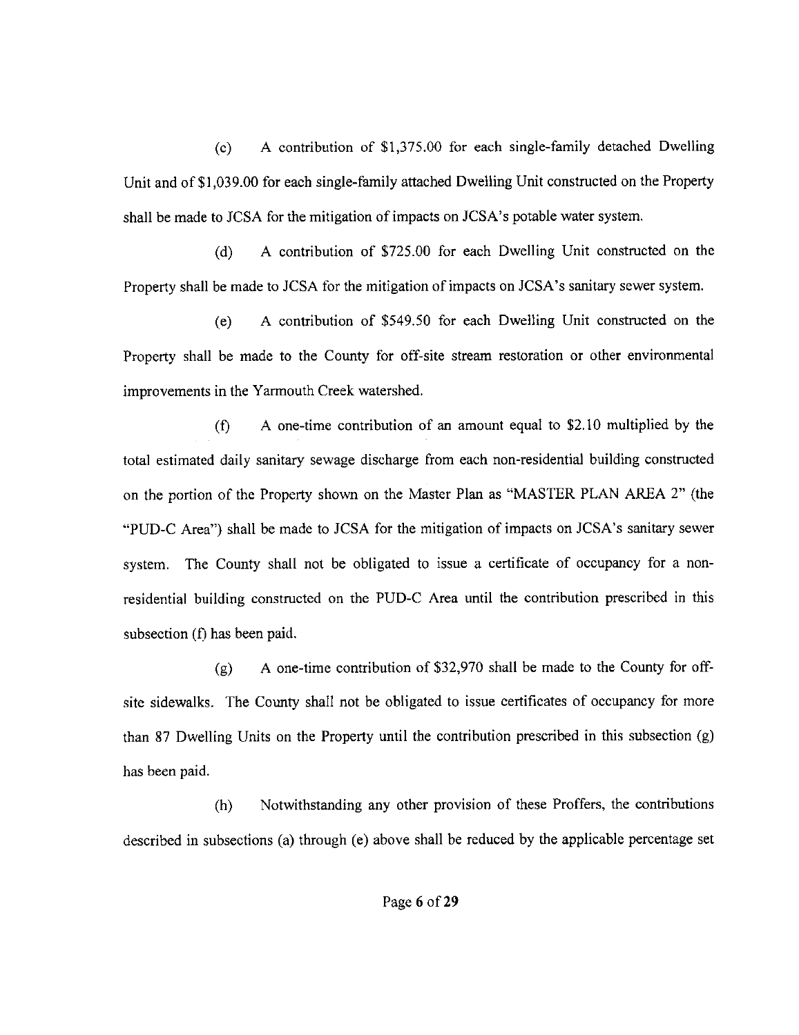(c) A contribution of $1,375.00 for each single-family detached Dwelling Unit and of $1,039.00 for each single-family attached Dwelling Unit constructed on the Property shall be made to JCSA for the mitigation of impacts on JCSA's potable water system.

(d) A contribution of $725.00 for each Dwelling Unit constructed on the Property shall be made to JCSA for the mitigation of impacts on JCSA's sanitary sewer system.

(e) A contribution of $549.50 for each Dwelling Unit constructed on the Property shall be made to the County for off-site stream restoration or other environmental improvements in the Yarmouth Creek watershed.

(f) A one-time contribution of an amount equal to $2.10 multiplied by the total estimated daily sanitary sewage discharge from each non-residential building constructed on the portion of the Property shown on the Master Plan as "MASTER PLAN AREA 2" (the "PUD-C Area") shall be made to JCSA for the mitigation of impacts on JCSA's sanitary sewer system. The County shall not be obligated to issue a certificate of occupancy for a non-residential building constructed on the PUD-C Area until the contribution prescribed in this subsection (f) has been paid.

(g) A one-time contribution of $32,970 shall be made to the County for off-site sidewalks. The County shall not be obligated to issue certificates of occupancy for more than 87 Dwelling Units on the Property until the contribution prescribed in this subsection (g) has been paid.

(h) Notwithstanding any other provision of these Proffers, the contributions described in subsections (a) through (e) above shall be reduced by the applicable percentage set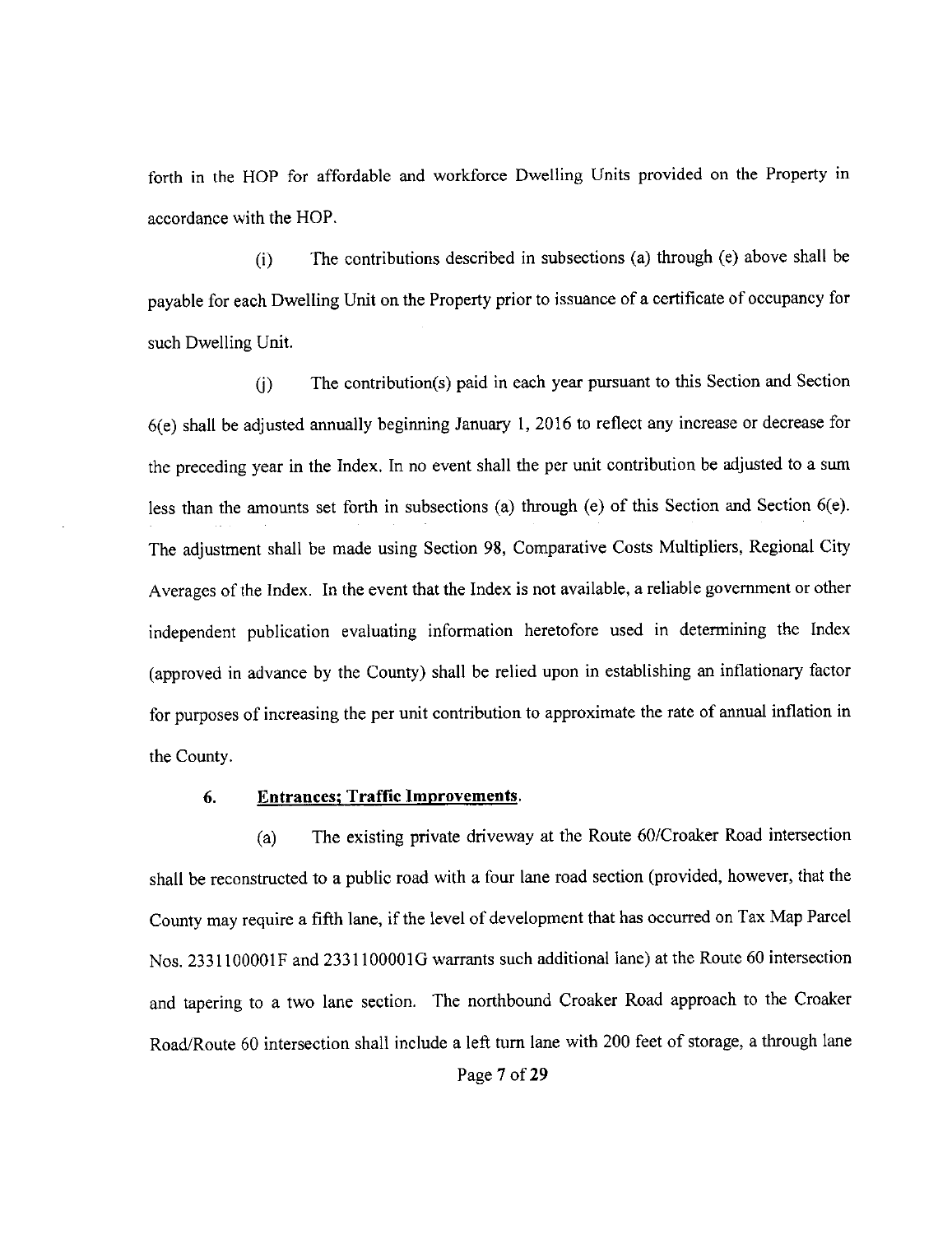forth in the HOP for affordable and workforce Dwelling Units provided on the Property in accordance with the HOP.

(i) The contributions described in subsections (a) through (e) above shall be payable for each Dwelling Unit on the Property prior to issuance of a certificate of occupancy for such Dwelling Unit.

(j) The contribution(s) paid in each year pursuant to this Section and Section 6(e) shall be adjusted annually beginning January 1, 2016 to reflect any increase or decrease for the preceding year in the Index. In no event shall the per unit contribution be adjusted to a sum less than the amounts set forth in subsections (a) through (e) of this Section and Section 6(e). The adjustment shall be made using Section 98, Comparative Costs Multipliers, Regional City Averages of the Index. In the event that the Index is not available, a reliable government or other independent publication evaluating information heretofore used in determining the Index (approved in advance by the County) shall be relied upon in establishing an inflationary factor for purposes of increasing the per unit contribution to approximate the rate of annual inflation in the County.

6. **Entrances; Traffic Improvements**.

(a) The existing private driveway at the Route 60/Croaker Road intersection shall be reconstructed to a public road with a four lane road section (provided, however, that the County may require a fifth lane, if the level of development that has occurred on Tax Map Parcel Nos. 2331100001F and 2331100001G warrants such additional lane) at the Route 60 intersection and tapering to a two lane section. The northbound Croaker Road approach to the Croaker Road/Route 60 intersection shall include a left turn lane with 200 feet of storage, a through lane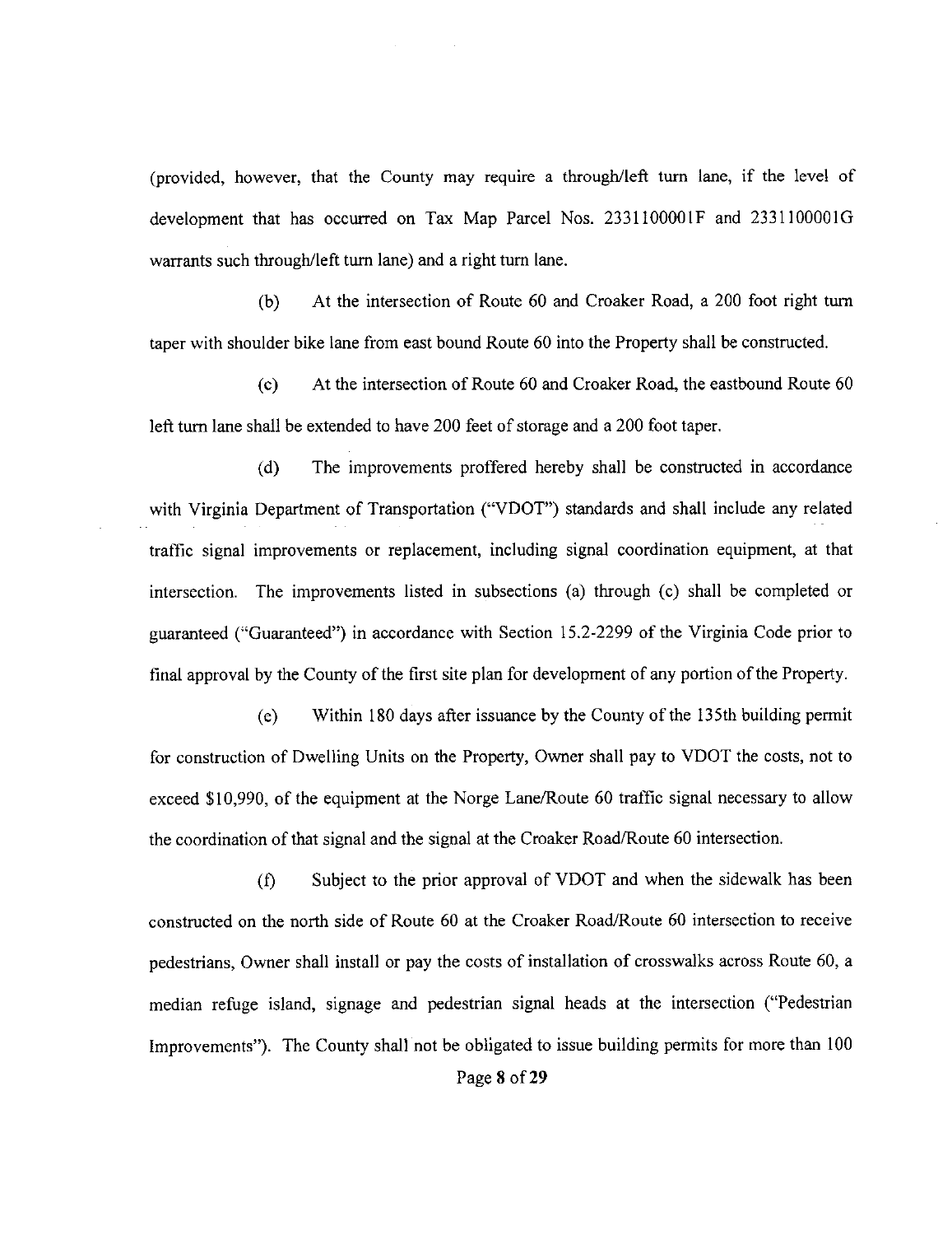(provided, however, that the County may require a through/left turn lane, if the level of development that has occurred on Tax Map Parcel Nos. 2331100001F and 2331100001G warrants such through/left turn lane) and a right turn lane.

(b) At the intersection of Route 60 and Croaker Road, a 200 foot right turn taper with shoulder bike lane from east bound Route 60 into the Property shall be constructed.

(c) At the intersection of Route 60 and Croaker Road, the eastbound Route 60 left turn lane shall be extended to have 200 feet of storage and a 200 foot taper.

(d) The improvements proffered hereby shall be constructed in accordance with Virginia Department of Transportation ("VDOT") standards and shall include any related traffic signal improvements or replacement, including signal coordination equipment, at that intersection. The improvements listed in subsections (a) through (c) shall be completed or guaranteed ("Guaranteed") in accordance with Section 15.2-2299 of the Virginia Code prior to final approval by the County of the first site plan for development of any portion of the Property.

(e) Within 180 days after issuance by the County of the 135th building permit for construction of Dwelling Units on the Property, Owner shall pay to VDOT the costs, not to exceed $10,990, of the equipment at the Norge Lane/Route 60 traffic signal necessary to allow the coordination of that signal and the signal at the Croaker Road/Route 60 intersection.

(f) Subject to the prior approval of VDOT and when the sidewalk has been constructed on the north side of Route 60 at the Croaker Road/Route 60 intersection to receive pedestrians, Owner shall install or pay the costs of installation of crosswalks across Route 60, a median refuge island, signage and pedestrian signal heads at the intersection ("Pedestrian Improvements"). The County shall not be obligated to issue building permits for more than 100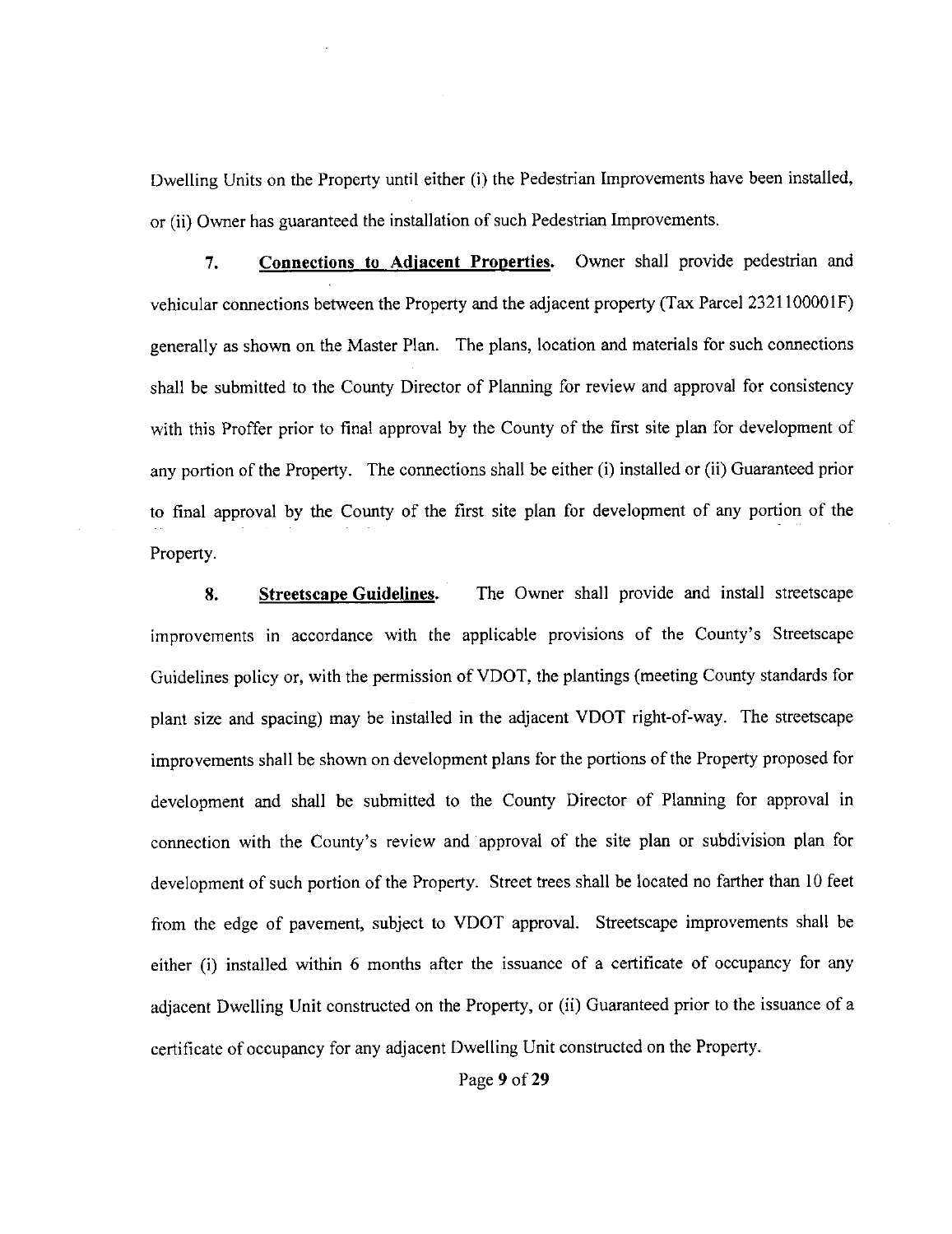Dwelling Units on the Property until either (i) the Pedestrian Improvements have been installed, or (ii) Owner has guaranteed the installation of such Pedestrian Improvements.

**7. Connections to Adjacent Properties.** Owner shall provide pedestrian and vehicular connections between the Property and the adjacent property (Tax Parcel 2321100001F) generally as shown on the Master Plan. The plans, location and materials for such connections shall be submitted to the County Director of Planning for review and approval for consistency with this Proffer prior to final approval by the County of the first site plan for development of any portion of the Property. The connections shall be either (i) installed or (ii) Guaranteed prior to final approval by the County of the first site plan for development of any portion of the Property.

**8. Streetscape Guidelines.** The Owner shall provide and install streetscape improvements in accordance with the applicable provisions of the County's Streetscape Guidelines policy or, with the permission of VDOT, the plantings (meeting County standards for plant size and spacing) may be installed in the adjacent VDOT right-of-way. The streetscape improvements shall be shown on development plans for the portions of the Property proposed for development and shall be submitted to the County Director of Planning for approval in connection with the County's review and approval of the site plan or subdivision plan for development of such portion of the Property. Street trees shall be located no farther than 10 feet from the edge of pavement, subject to VDOT approval. Streetscape improvements shall be either (i) installed within 6 months after the issuance of a certificate of occupancy for any adjacent Dwelling Unit constructed on the Property, or (ii) Guaranteed prior to the issuance of a certificate of occupancy for any adjacent Dwelling Unit constructed on the Property.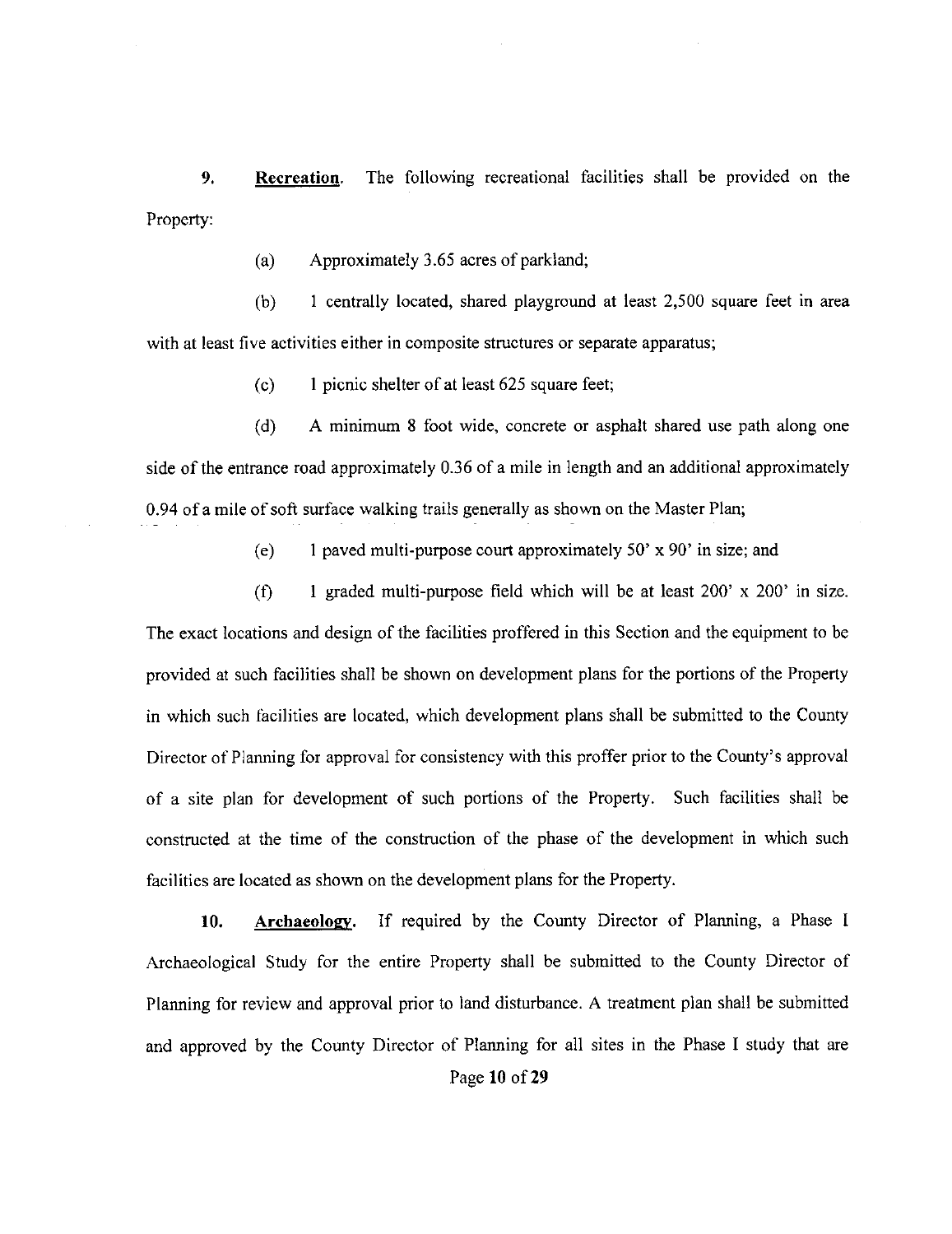**9.** **Recreation**. The following recreational facilities shall be provided on the Property:

(a) Approximately 3.65 acres of parkland;

(b) 1 centrally located, shared playground at least 2,500 square feet in area with at least five activities either in composite structures or separate apparatus;

(c) 1 picnic shelter of at least 625 square feet;

(d) A minimum 8 foot wide, concrete or asphalt shared use path along one side of the entrance road approximately 0.36 of a mile in length and an additional approximately 0.94 of a mile of soft surface walking trails generally as shown on the Master Plan;

(e) 1 paved multi-purpose court approximately 50' x 90' in size; and

(f) 1 graded multi-purpose field which will be at least 200' x 200' in size.

The exact locations and design of the facilities proffered in this Section and the equipment to be provided at such facilities shall be shown on development plans for the portions of the Property in which such facilities are located, which development plans shall be submitted to the County Director of Planning for approval for consistency with this proffer prior to the County's approval of a site plan for development of such portions of the Property. Such facilities shall be constructed at the time of the construction of the phase of the development in which such facilities are located as shown on the development plans for the Property.

**10.** **Archaeology**. If required by the County Director of Planning, a Phase I Archaeological Study for the entire Property shall be submitted to the County Director of Planning for review and approval prior to land disturbance. A treatment plan shall be submitted and approved by the County Director of Planning for all sites in the Phase I study that are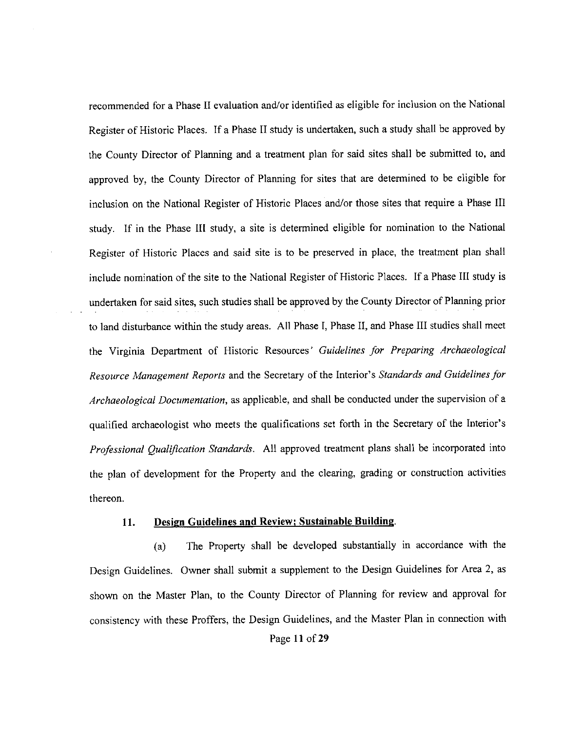recommended for a Phase II evaluation and/or identified as eligible for inclusion on the National Register of Historic Places. If a Phase II study is undertaken, such a study shall be approved by the County Director of Planning and a treatment plan for said sites shall be submitted to, and approved by, the County Director of Planning for sites that are determined to be eligible for inclusion on the National Register of Historic Places and/or those sites that require a Phase III study. If in the Phase III study, a site is determined eligible for nomination to the National Register of Historic Places and said site is to be preserved in place, the treatment plan shall include nomination of the site to the National Register of Historic Places. If a Phase III study is undertaken for said sites, such studies shall be approved by the County Director of Planning prior to land disturbance within the study areas. All Phase I, Phase II, and Phase III studies shall meet the Virginia Department of Historic Resources' *Guidelines for Preparing Archaeological Resource Management Reports* and the Secretary of the Interior's *Standards and Guidelines for Archaeological Documentation,* as applicable, and shall be conducted under the supervision of a qualified archaeologist who meets the qualifications set forth in the Secretary of the Interior's *Professional Qualification Standards*. All approved treatment plans shall be incorporated into the plan of development for the Property and the clearing, grading or construction activities thereon.

**11. <u>Design Guidelines and Review; Sustainable Building</u>.**

(a) The Property shall be developed substantially in accordance with the Design Guidelines. Owner shall submit a supplement to the Design Guidelines for Area 2, as shown on the Master Plan, to the County Director of Planning for review and approval for consistency with these Proffers, the Design Guidelines, and the Master Plan in connection with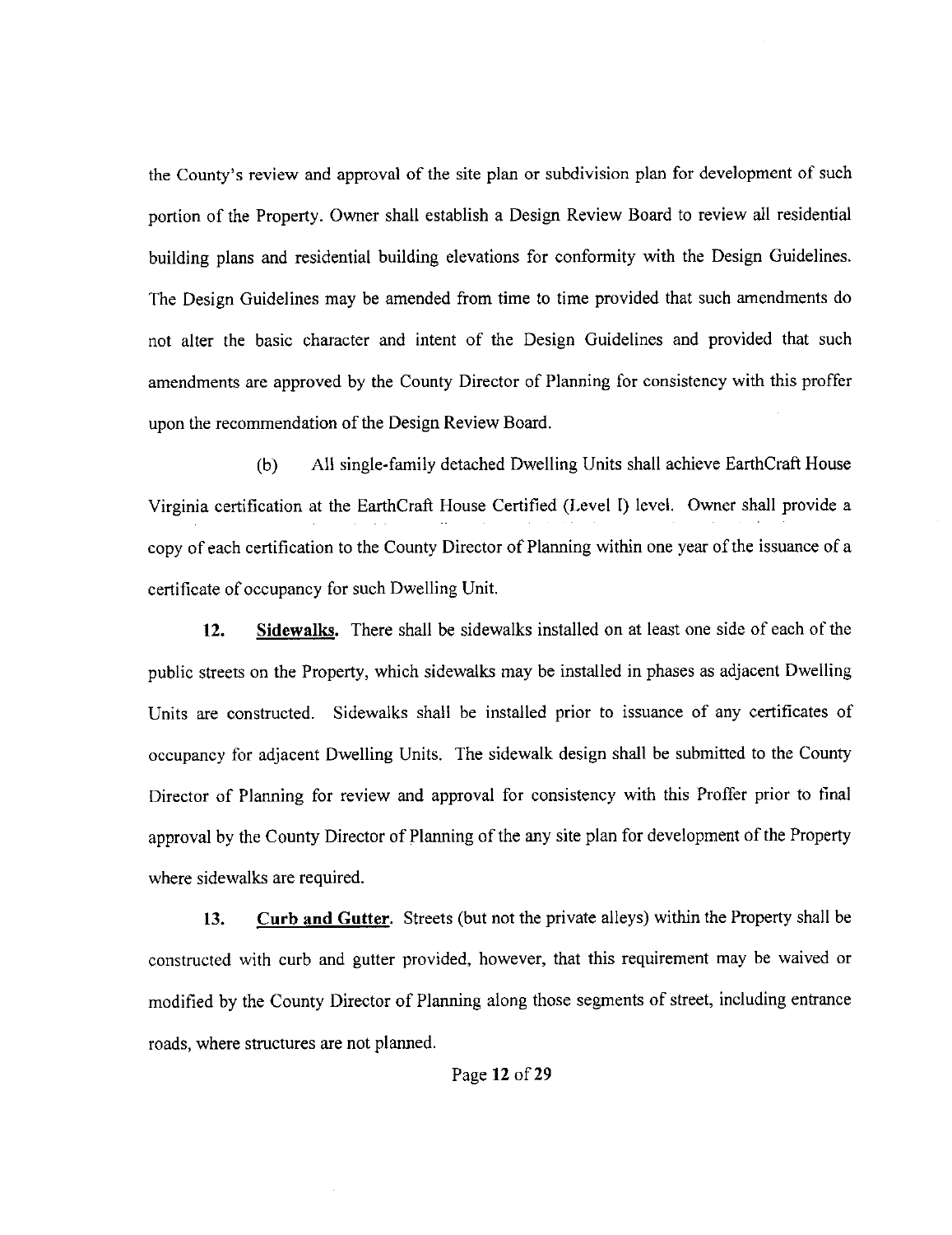the County's review and approval of the site plan or subdivision plan for development of such portion of the Property. Owner shall establish a Design Review Board to review all residential building plans and residential building elevations for conformity with the Design Guidelines. The Design Guidelines may be amended from time to time provided that such amendments do not alter the basic character and intent of the Design Guidelines and provided that such amendments are approved by the County Director of Planning for consistency with this proffer upon the recommendation of the Design Review Board.

(b) All single-family detached Dwelling Units shall achieve EarthCraft House Virginia certification at the EarthCraft House Certified (Level I) level. Owner shall provide a copy of each certification to the County Director of Planning within one year of the issuance of a certificate of occupancy for such Dwelling Unit.

**12. Sidewalks.** There shall be sidewalks installed on at least one side of each of the public streets on the Property, which sidewalks may be installed in phases as adjacent Dwelling Units are constructed. Sidewalks shall be installed prior to issuance of any certificates of occupancy for adjacent Dwelling Units. The sidewalk design shall be submitted to the County Director of Planning for review and approval for consistency with this Proffer prior to final approval by the County Director of Planning of the any site plan for development of the Property where sidewalks are required.

**13. Curb and Gutter.** Streets (but not the private alleys) within the Property shall be constructed with curb and gutter provided, however, that this requirement may be waived or modified by the County Director of Planning along those segments of street, including entrance roads, where structures are not planned.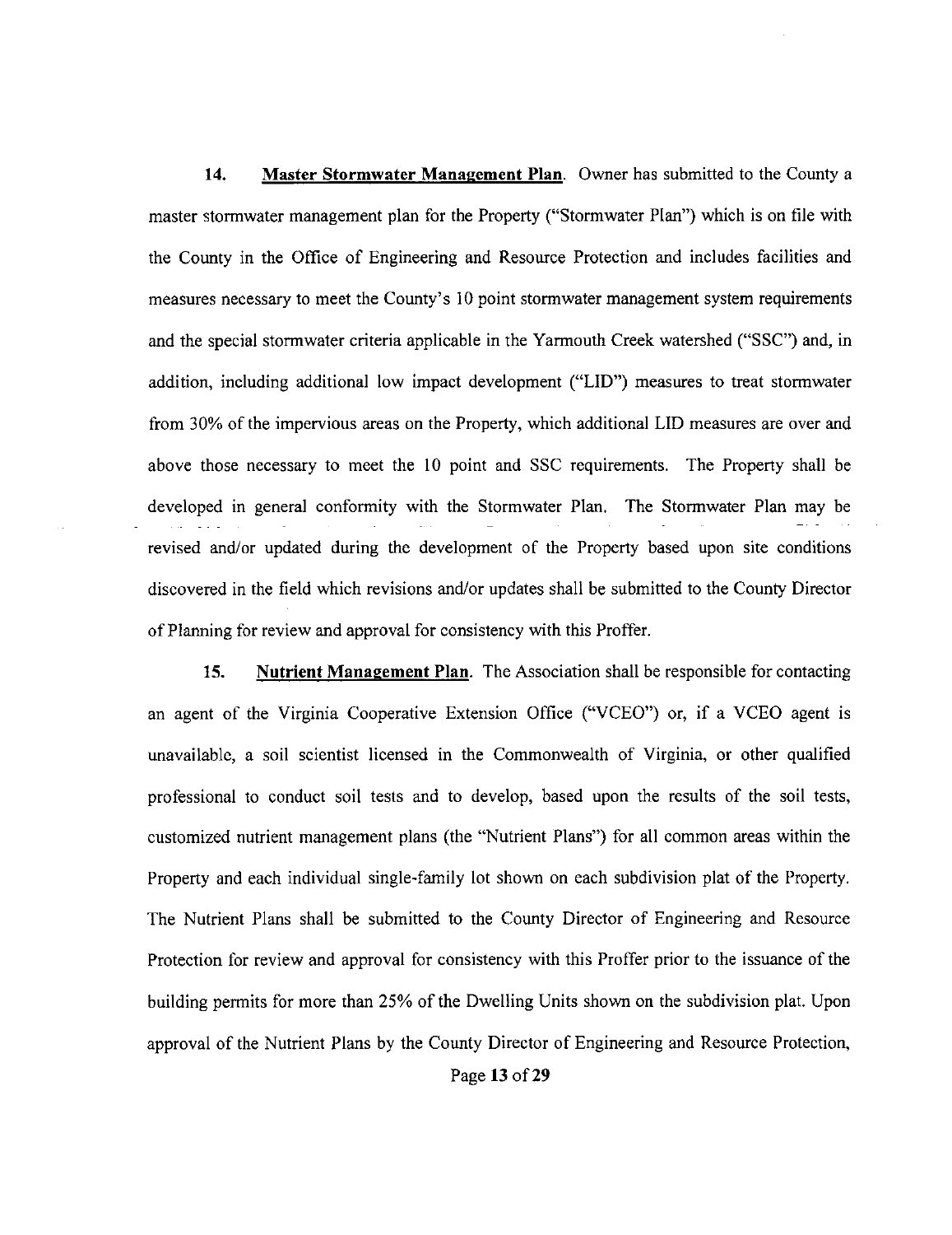**14. Master Stormwater Management Plan.** Owner has submitted to the County a master stormwater management plan for the Property ("Stormwater Plan") which is on file with the County in the Office of Engineering and Resource Protection and includes facilities and measures necessary to meet the County's 10 point stormwater management system requirements and the special stormwater criteria applicable in the Yarmouth Creek watershed ("SSC") and, in addition, including additional low impact development ("LID") measures to treat stormwater from 30% of the impervious areas on the Property, which additional LID measures are over and above those necessary to meet the 10 point and SSC requirements. The Property shall be developed in general conformity with the Stormwater Plan. The Stormwater Plan may be revised and/or updated during the development of the Property based upon site conditions discovered in the field which revisions and/or updates shall be submitted to the County Director of Planning for review and approval for consistency with this Proffer.

**15. Nutrient Management Plan.** The Association shall be responsible for contacting an agent of the Virginia Cooperative Extension Office ("VCEO") or, if a VCEO agent is unavailable, a soil scientist licensed in the Commonwealth of Virginia, or other qualified professional to conduct soil tests and to develop, based upon the results of the soil tests, customized nutrient management plans (the "Nutrient Plans") for all common areas within the Property and each individual single-family lot shown on each subdivision plat of the Property. The Nutrient Plans shall be submitted to the County Director of Engineering and Resource Protection for review and approval for consistency with this Proffer prior to the issuance of the building permits for more than 25% of the Dwelling Units shown on the subdivision plat. Upon approval of the Nutrient Plans by the County Director of Engineering and Resource Protection,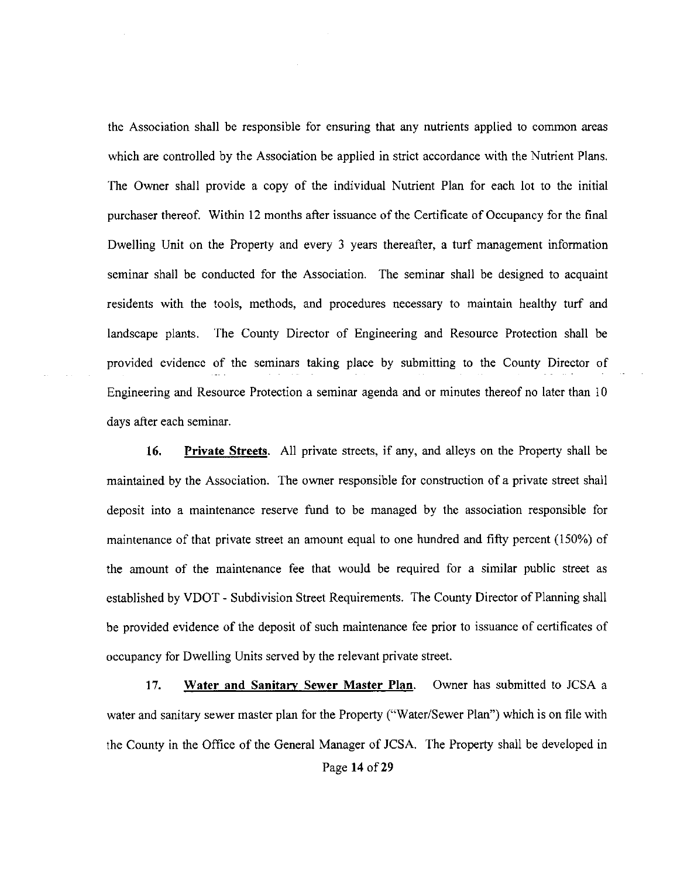the Association shall be responsible for ensuring that any nutrients applied to common areas which are controlled by the Association be applied in strict accordance with the Nutrient Plans. The Owner shall provide a copy of the individual Nutrient Plan for each lot to the initial purchaser thereof. Within 12 months after issuance of the Certificate of Occupancy for the final Dwelling Unit on the Property and every 3 years thereafter, a turf management information seminar shall be conducted for the Association. The seminar shall be designed to acquaint residents with the tools, methods, and procedures necessary to maintain healthy turf and landscape plants. The County Director of Engineering and Resource Protection shall be provided evidence of the seminars taking place by submitting to the County Director of Engineering and Resource Protection a seminar agenda and or minutes thereof no later than 10 days after each seminar.

**16. Private Streets.** All private streets, if any, and alleys on the Property shall be maintained by the Association. The owner responsible for construction of a private street shall deposit into a maintenance reserve fund to be managed by the association responsible for maintenance of that private street an amount equal to one hundred and fifty percent (150%) of the amount of the maintenance fee that would be required for a similar public street as established by VDOT - Subdivision Street Requirements. The County Director of Planning shall be provided evidence of the deposit of such maintenance fee prior to issuance of certificates of occupancy for Dwelling Units served by the relevant private street.

**17. Water and Sanitary Sewer Master Plan.** Owner has submitted to JCSA a water and sanitary sewer master plan for the Property ("Water/Sewer Plan") which is on file with the County in the Office of the General Manager of JCSA. The Property shall be developed in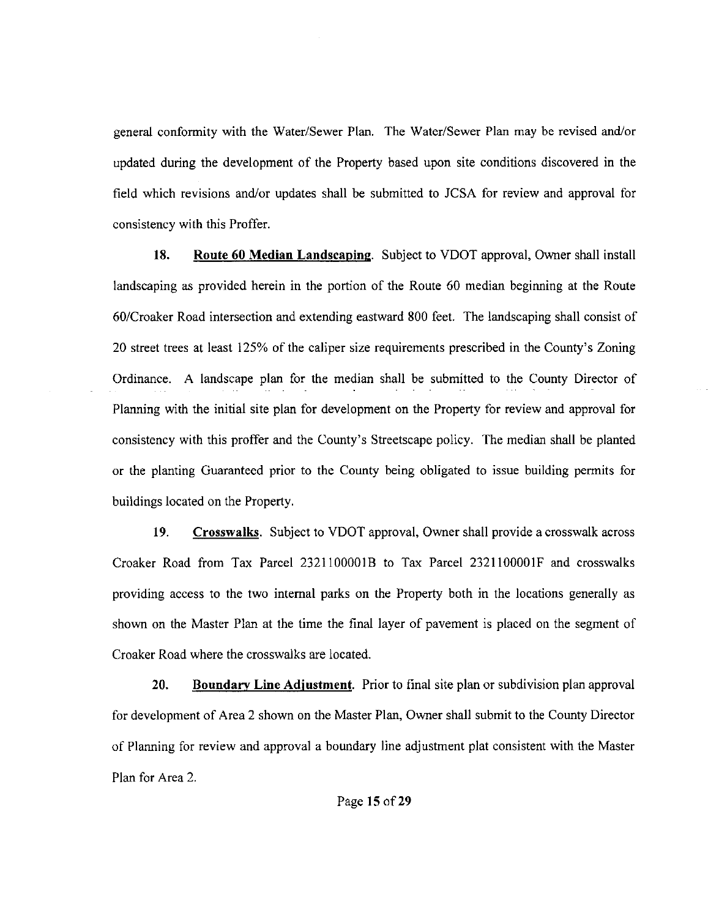general conformity with the Water/Sewer Plan. The Water/Sewer Plan may be revised and/or updated during the development of the Property based upon site conditions discovered in the field which revisions and/or updates shall be submitted to JCSA for review and approval for consistency with this Proffer.

**18.** **Route 60 Median Landscaping**. Subject to VDOT approval, Owner shall install landscaping as provided herein in the portion of the Route 60 median beginning at the Route 60/Croaker Road intersection and extending eastward 800 feet. The landscaping shall consist of 20 street trees at least 125% of the caliper size requirements prescribed in the County's Zoning Ordinance. A landscape plan for the median shall be submitted to the County Director of Planning with the initial site plan for development on the Property for review and approval for consistency with this proffer and the County's Streetscape policy. The median shall be planted or the planting Guaranteed prior to the County being obligated to issue building permits for buildings located on the Property.

**19.** **Crosswalks**. Subject to VDOT approval, Owner shall provide a crosswalk across Croaker Road from Tax Parcel 2321100001B to Tax Parcel 2321100001F and crosswalks providing access to the two internal parks on the Property both in the locations generally as shown on the Master Plan at the time the final layer of pavement is placed on the segment of Croaker Road where the crosswalks are located.

**20.** **Boundary Line Adjustment**. Prior to final site plan or subdivision plan approval for development of Area 2 shown on the Master Plan, Owner shall submit to the County Director of Planning for review and approval a boundary line adjustment plat consistent with the Master Plan for Area 2.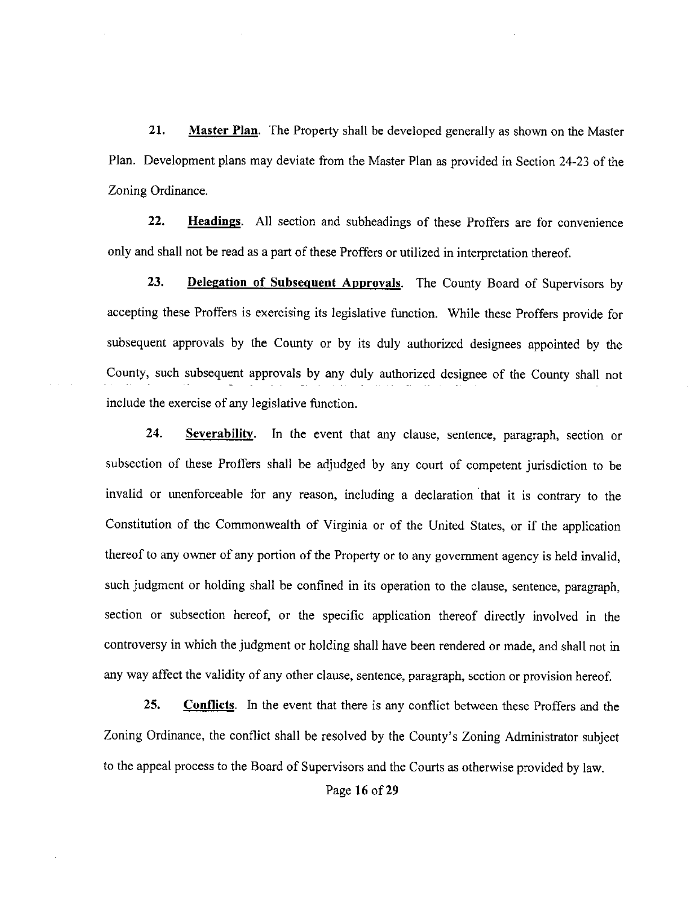21. **Master Plan**. The Property shall be developed generally as shown on the Master Plan. Development plans may deviate from the Master Plan as provided in Section 24-23 of the Zoning Ordinance.

22. **Headings**. All section and subheadings of these Proffers are for convenience only and shall not be read as a part of these Proffers or utilized in interpretation thereof.

23. **Delegation of Subsequent Approvals**. The County Board of Supervisors by accepting these Proffers is exercising its legislative function. While these Proffers provide for subsequent approvals by the County or by its duly authorized designees appointed by the County, such subsequent approvals by any duly authorized designee of the County shall not include the exercise of any legislative function.

24. **Severability**. In the event that any clause, sentence, paragraph, section or subsection of these Proffers shall be adjudged by any court of competent jurisdiction to be invalid or unenforceable for any reason, including a declaration that it is contrary to the Constitution of the Commonwealth of Virginia or of the United States, or if the application thereof to any owner of any portion of the Property or to any government agency is held invalid, such judgment or holding shall be confined in its operation to the clause, sentence, paragraph, section or subsection hereof, or the specific application thereof directly involved in the controversy in which the judgment or holding shall have been rendered or made, and shall not in any way affect the validity of any other clause, sentence, paragraph, section or provision hereof.

25. **Conflicts**. In the event that there is any conflict between these Proffers and the Zoning Ordinance, the conflict shall be resolved by the County's Zoning Administrator subject to the appeal process to the Board of Supervisors and the Courts as otherwise provided by law.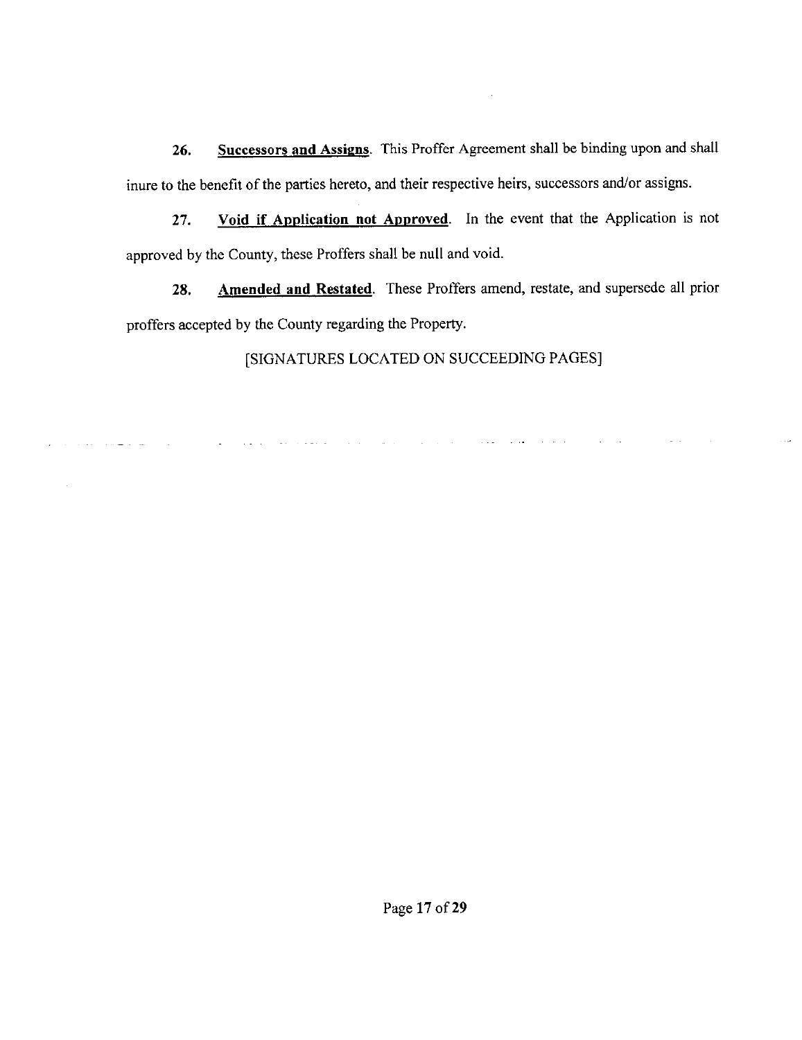26. **Successors and Assigns**. This Proffer Agreement shall be binding upon and shall inure to the benefit of the parties hereto, and their respective heirs, successors and/or assigns.

27. **Void if Application not Approved**. In the event that the Application is not approved by the County, these Proffers shall be null and void.

28. **Amended and Restated**. These Proffers amend, restate, and supersede all prior proffers accepted by the County regarding the Property.

[SIGNATURES LOCATED ON SUCCEEDING PAGES]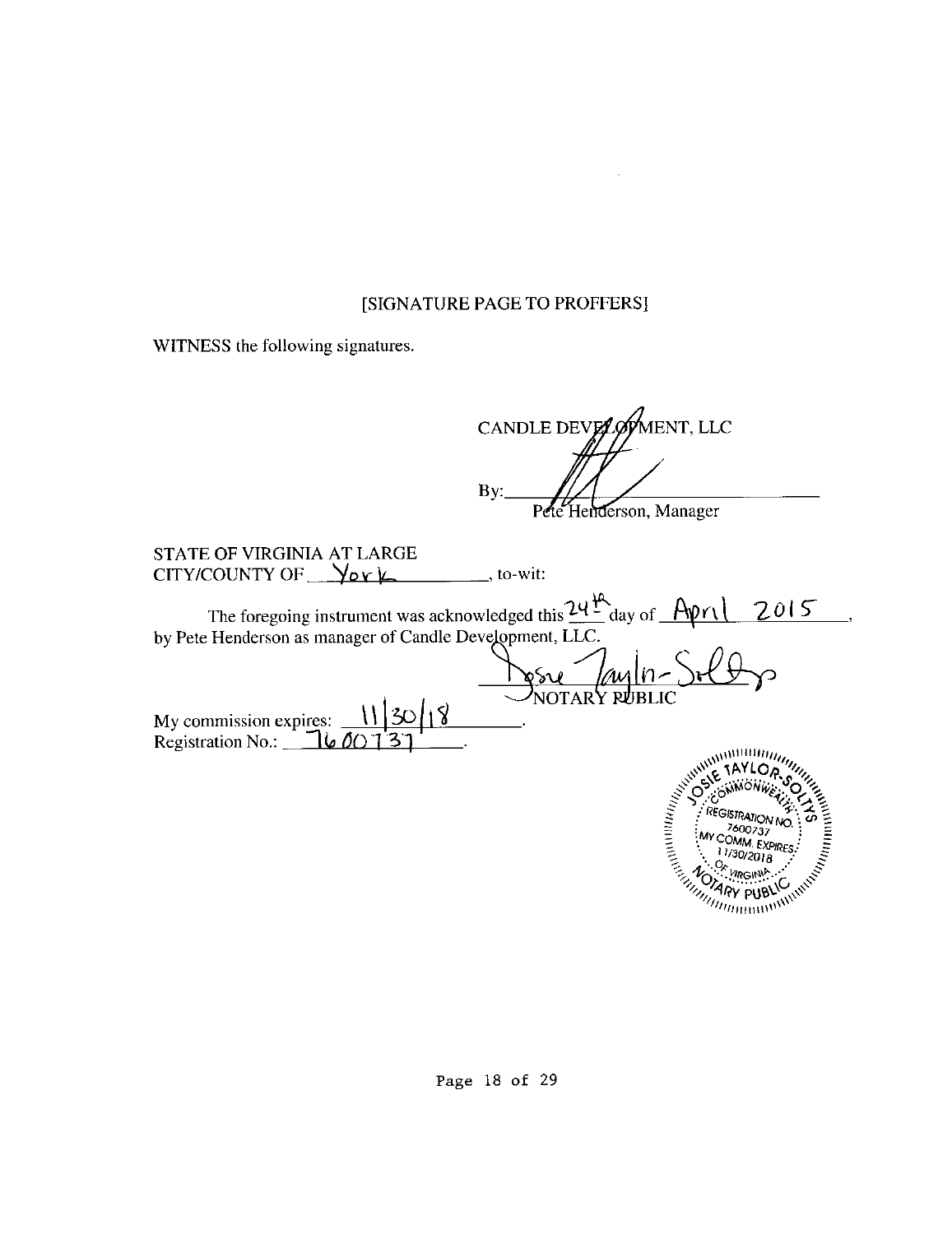[SIGNATURE PAGE TO PROFFERS]

WITNESS the following signatures.

CANDLE DEVELOPMENT, LLC

By: ____________________
Pete Henderson, Manager

STATE OF VIRGINIA AT LARGE
CITY/COUNTY OF York, to-wit:

The foregoing instrument was acknowledged this 24th day of April 2015, by Pete Henderson as manager of Candle Development, LLC.

Josie Taylor-Soltys
NOTARY PUBLIC

My commission expires: 11/30/18.
Registration No.: 7600737.

JOSIE TAYLOR-SOLTYS
COMMONWEALTH
REGISTRATION NO. 7600737
MY COMM. EXPIRES 11/30/2018
OF VIRGINIA
NOTARY PUBLIC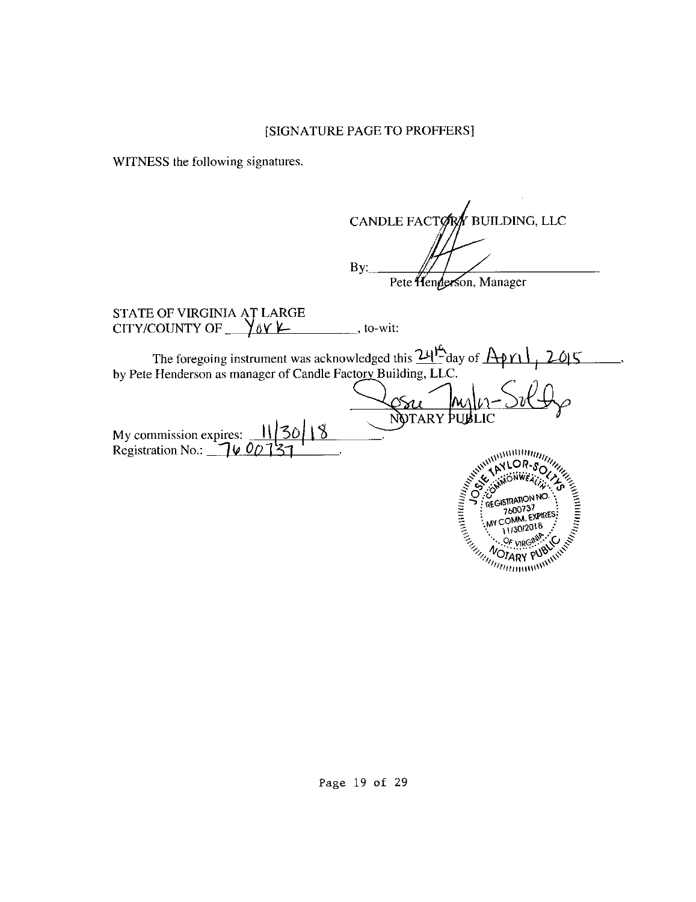[SIGNATURE PAGE TO PROFFERS]

WITNESS the following signatures.

CANDLE FACTORY BUILDING, LLC

By: ______________________________
Pete Henderson, Manager

STATE OF VIRGINIA AT LARGE
CITY/COUNTY OF York, to-wit:

The foregoing instrument was acknowledged this 24th day of April, 2015, by Pete Henderson as manager of Candle Factory Building, LLC.

Josie Taylor-Soltys
NOTARY PUBLIC

My commission expires: 11/30/18
Registration No.: 7600737

JOSIE TAYLOR-SOLTYS
COMMONWEALTH OF VIRGINIA
NOTARY PUBLIC
REGISTRATION NO. 7600737
MY COMM. EXPIRES 11/30/2018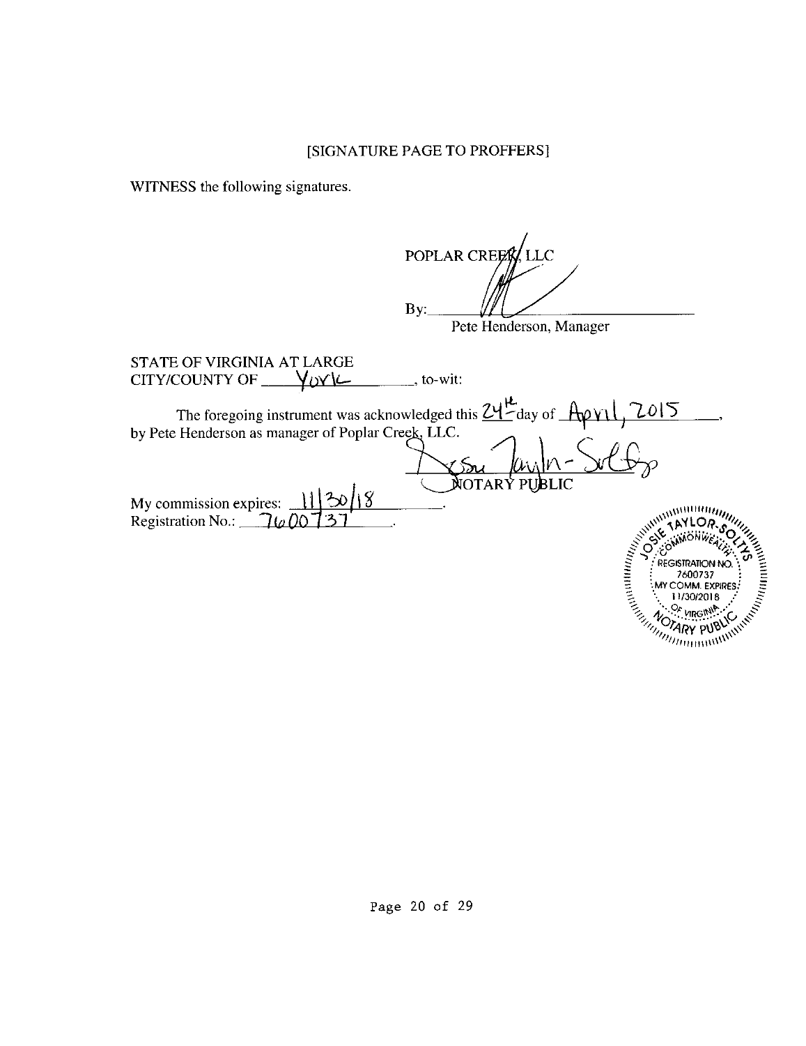[SIGNATURE PAGE TO PROFFERS]

WITNESS the following signatures.

POPLAR CREEK, LLC

By: ______________________________

Pete Henderson, Manager

STATE OF VIRGINIA AT LARGE
CITY/COUNTY OF York, to-wit:

The foregoing instrument was acknowledged this 24th day of April, 2015, by Pete Henderson as manager of Poplar Creek, LLC.

______________________________
NOTARY PUBLIC

My commission expires: 11/30/18.
Registration No.: 7600737.

JOSIE TAYLOR-SOLTYS
COMMONWEALTH OF VIRGINIA
REGISTRATION NO. 7600737
MY COMM. EXPIRES 11/30/2018
NOTARY PUBLIC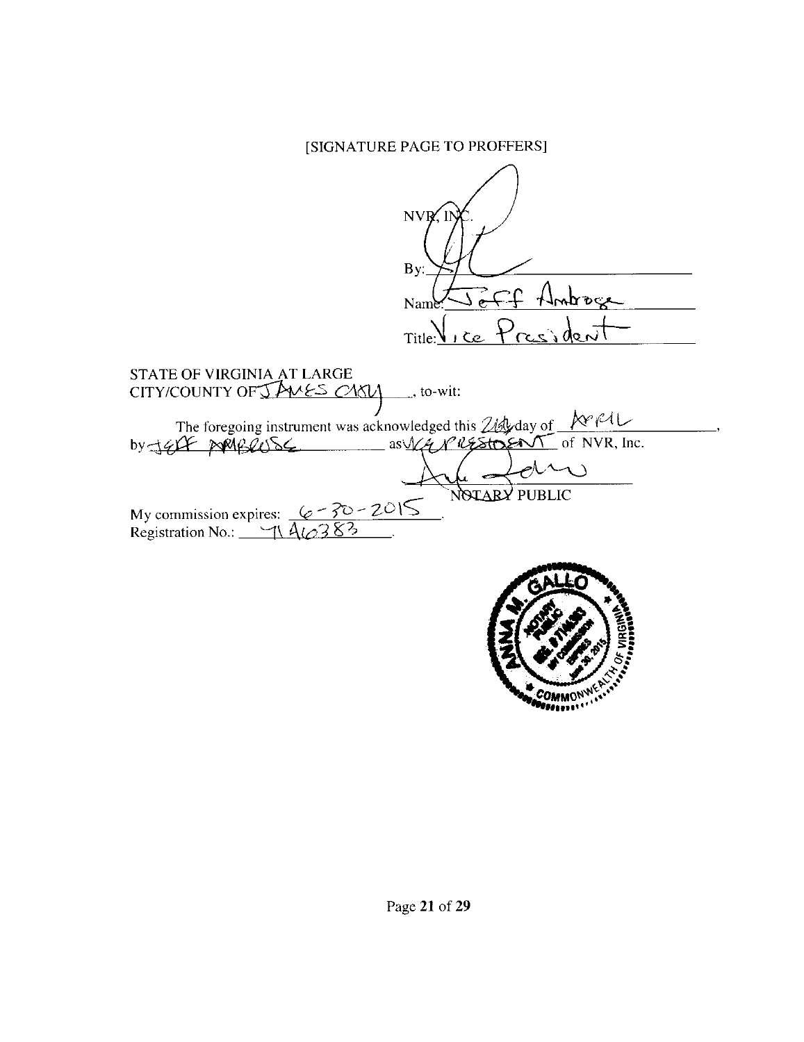[SIGNATURE PAGE TO PROFFERS]

NVR, INC.

By: ______________________

Name: Jeff Ambrose

Title: Vice President

STATE OF VIRGINIA AT LARGE
CITY/COUNTY OF JAMES CITY, to-wit:

The foregoing instrument was acknowledged this 21st day of April, by JEFF AMBROSE as VICE PRESIDENT of NVR, Inc.

______________________
NOTARY PUBLIC

My commission expires: 6-30-2015.
Registration No.: 7146383.

ANNA M. GALLO
NOTARY PUBLIC
REG. # 7146383
MY COMMISSION EXPIRES June 30, 2015
COMMONWEALTH OF VIRGINIA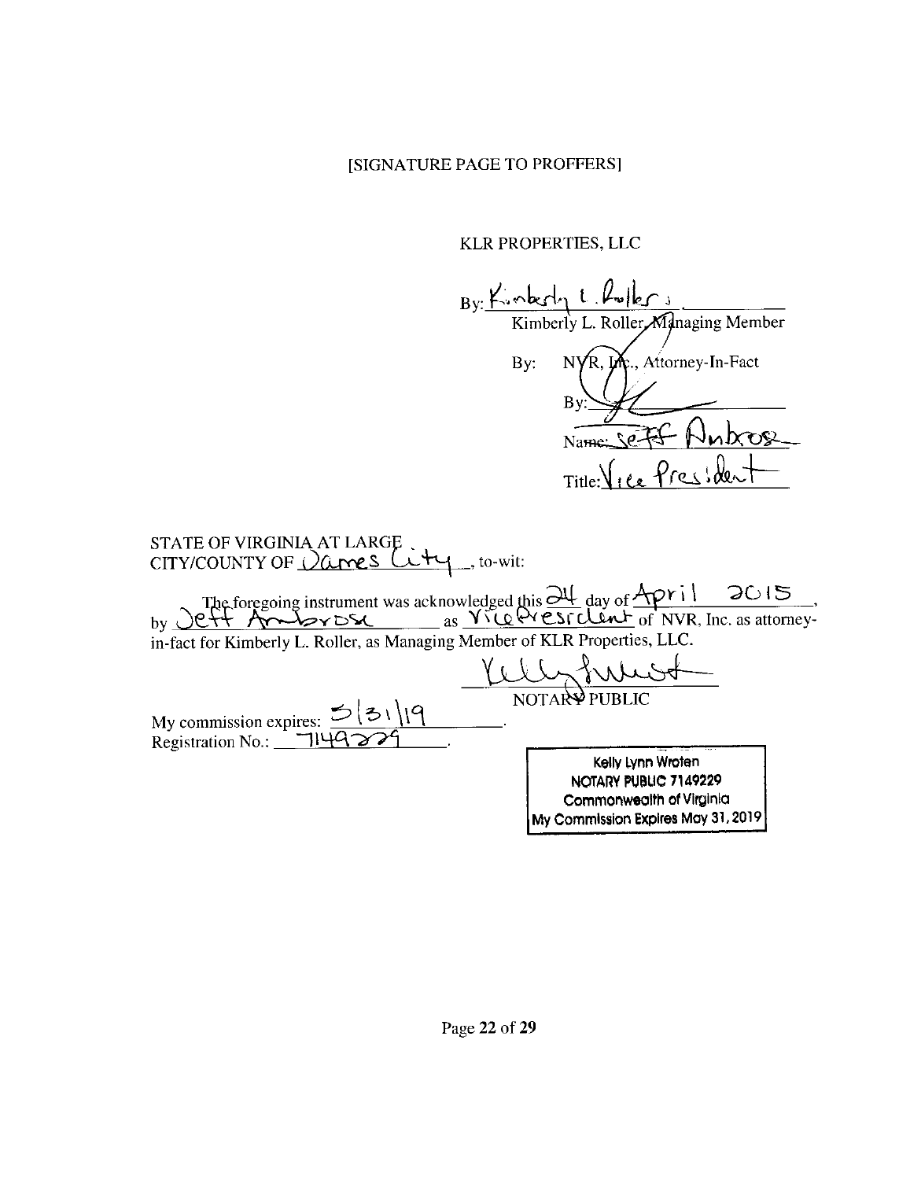[SIGNATURE PAGE TO PROFFERS]

KLR PROPERTIES, LLC

By: Kimberly L. Roller
Kimberly L. Roller, Managing Member

By: NVR, Inc., Attorney-In-Fact

By: ____________________

Name: Jeff Ambrose

Title: Vice President

STATE OF VIRGINIA AT LARGE
CITY/COUNTY OF James City, to-wit:

The foregoing instrument was acknowledged this 24 day of April 2015, by Jeff Ambrose as Vice President of NVR, Inc. as attorney-in-fact for Kimberly L. Roller, as Managing Member of KLR Properties, LLC.

____________________
NOTARY PUBLIC

My commission expires: 5/31/19.
Registration No.: 7149229.

Kelly Lynn Wroten
NOTARY PUBLIC 7149229
Commonwealth of Virginia
My Commission Expires May 31, 2019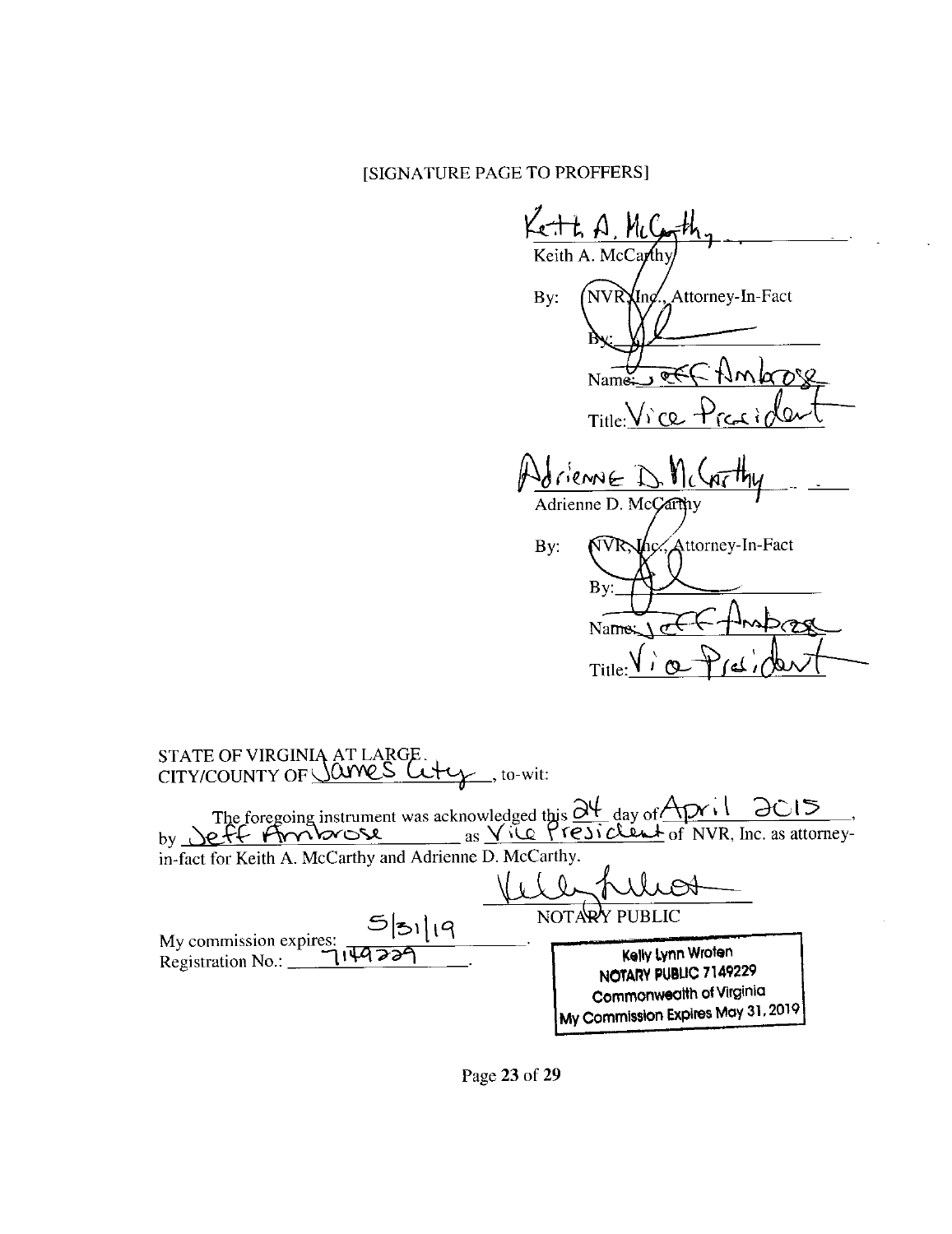[SIGNATURE PAGE TO PROFFERS]

Keith A. McCarthy

Keith A. McCarthy

By: NVR, Inc., Attorney-In-Fact

By: _______________

Name: Jeff Ambrose

Title: Vice President

Adrienne D. McCarthy

Adrienne D. McCarthy

By: NVR, Inc., Attorney-In-Fact

By: _______________

Name: Jeff Ambrose

Title: Vice President

STATE OF VIRGINIA AT LARGE.
CITY/COUNTY OF James City, to-wit:

The foregoing instrument was acknowledged this 24 day of April 2015, by Jeff Ambrose as Vice President of NVR, Inc. as attorney-in-fact for Keith A. McCarthy and Adrienne D. McCarthy.

_______________
NOTARY PUBLIC

My commission expires: 5/31/19
Registration No.: 7149229

Kelly Lynn Wroten
NOTARY PUBLIC 7149229
Commonwealth of Virginia
My Commission Expires May 31, 2019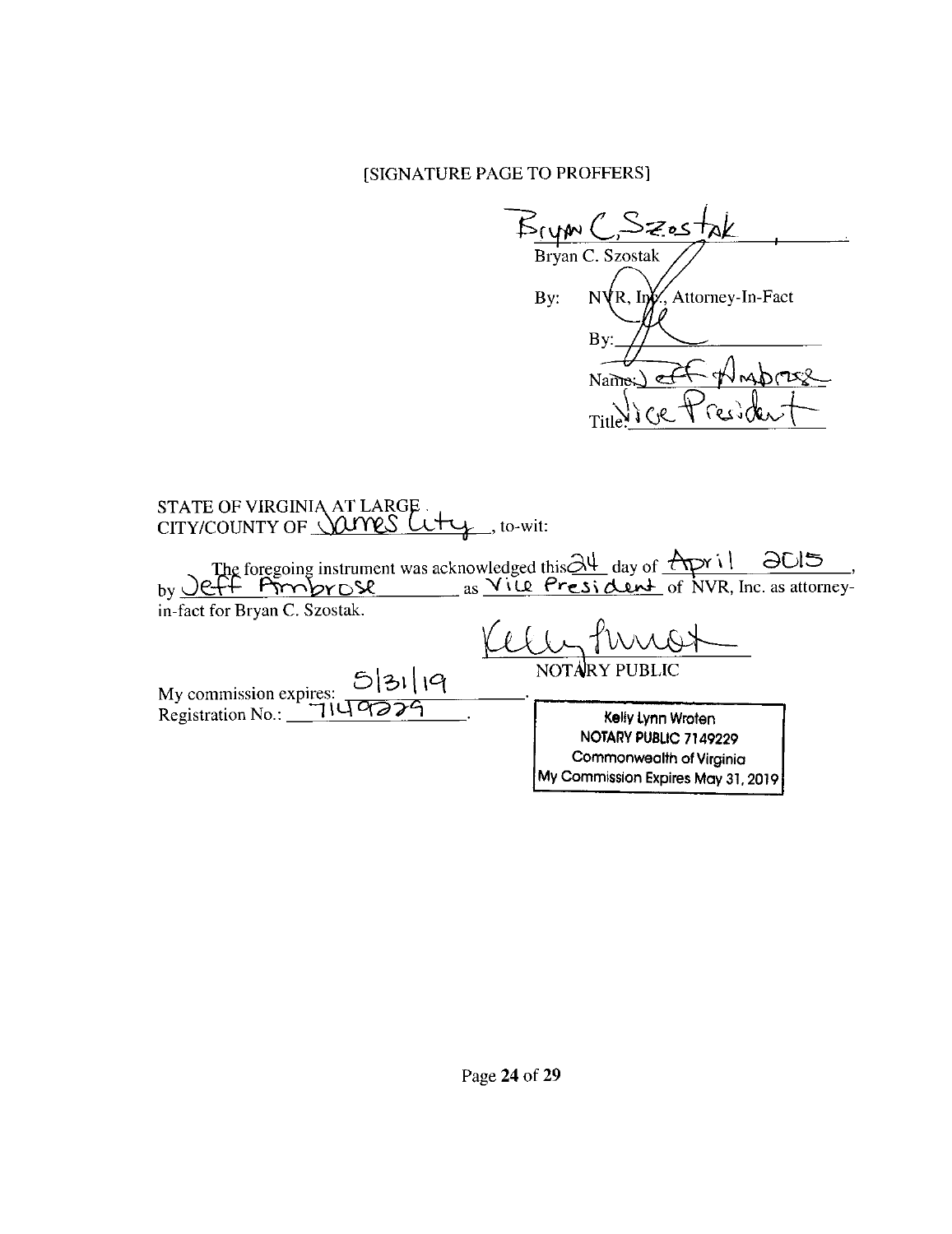[SIGNATURE PAGE TO PROFFERS]

Bryan C. Szostak

Bryan C. Szostak

By: NVR, Inc., Attorney-In-Fact

By: ______________________

Name: Jeff Ambrose

Title: Vice President

STATE OF VIRGINIA AT LARGE
CITY/COUNTY OF James City, to-wit:

The foregoing instrument was acknowledged this 24 day of April 2015, by Jeff Ambrose as Vice President of NVR, Inc. as attorney-in-fact for Bryan C. Szostak.

Kelly Wroten

NOTARY PUBLIC

My commission expires: 5/31/19.

Registration No.: 7149229.

Kelly Lynn Wroten
NOTARY PUBLIC 7149229
Commonwealth of Virginia
My Commission Expires May 31, 2019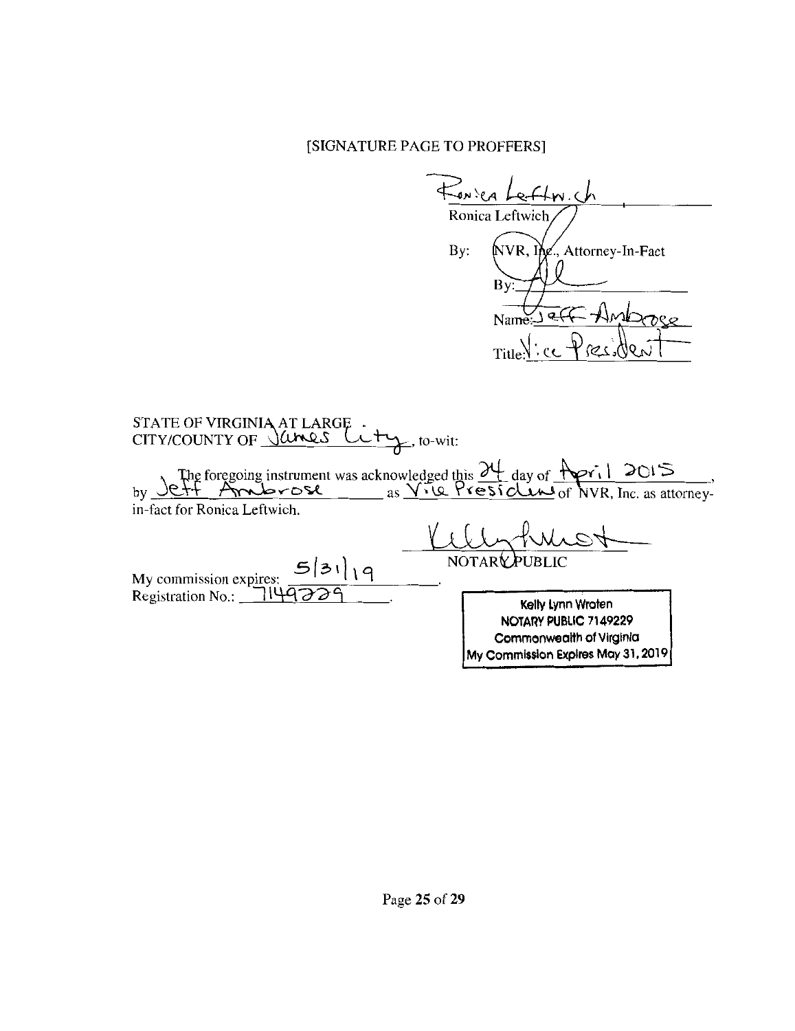[SIGNATURE PAGE TO PROFFERS]

Ronica Leftwich
Ronica Leftwich

By: NVR, Inc., Attorney-In-Fact

By: \_\_\_\_\_\_\_\_\_\_\_\_\_\_\_\_

Name: Jeff Ambrose

Title: Vice President

STATE OF VIRGINIA AT LARGE
CITY/COUNTY OF James City, to-wit:

The foregoing instrument was acknowledged this 24 day of April 2015, by Jeff Ambrose as Vice President of NVR, Inc. as attorney-in-fact for Ronica Leftwich.

\_\_\_\_\_\_\_\_\_\_\_\_\_\_\_\_
NOTARY PUBLIC

My commission expires: 5/31/19.
Registration No.: 7149229.

Kelly Lynn Wroten
NOTARY PUBLIC 7149229
Commonwealth of Virginia
My Commission Expires May 31, 2019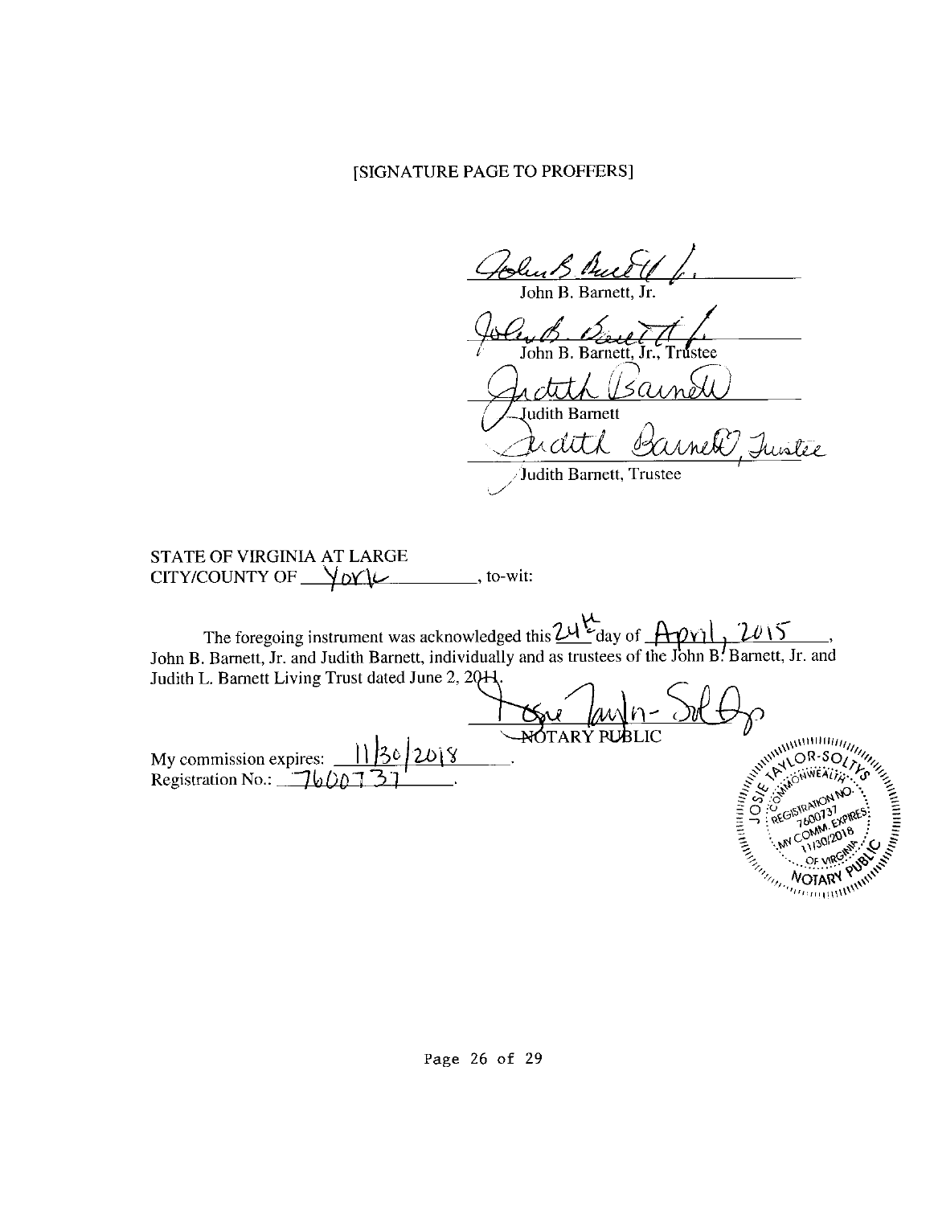[SIGNATURE PAGE TO PROFFERS]

John B. Barnett, Jr.

John B. Barnett, Jr., Trustee

Judith Barnett

Judith Barnett, Trustee

STATE OF VIRGINIA AT LARGE
CITY/COUNTY OF York, to-wit:

The foregoing instrument was acknowledged this 24th day of April, 2015, John B. Barnett, Jr. and Judith Barnett, individually and as trustees of the John B. Barnett, Jr. and Judith L. Barnett Living Trust dated June 2, 2011.

NOTARY PUBLIC

My commission expires: 11/30/2018.
Registration No.: 7600737.

JOSIE TAYLOR-SOLTYS
COMMONWEALTH
REGISTRATION NO. 7600737
MY COMM. EXPIRES 11/30/2018
OF VIRGINIA
NOTARY PUBLIC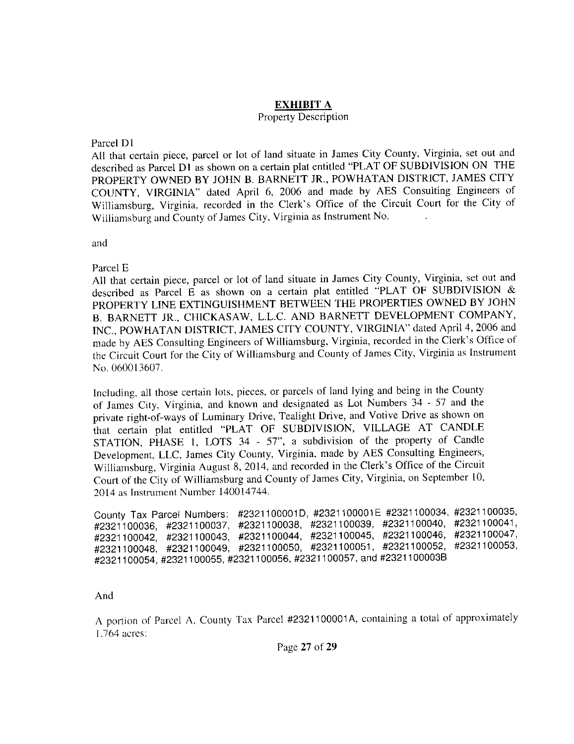# EXHIBIT A

Property Description

Parcel D1

All that certain piece, parcel or lot of land situate in James City County, Virginia, set out and described as Parcel D1 as shown on a certain plat entitled "PLAT OF SUBDIVISION ON THE PROPERTY OWNED BY JOHN B. BARNETT JR., POWHATAN DISTRICT, JAMES CITY COUNTY, VIRGINIA" dated April 6, 2006 and made by AES Consulting Engineers of Williamsburg, Virginia, recorded in the Clerk's Office of the Circuit Court for the City of Williamsburg and County of James City, Virginia as Instrument No. .

and

Parcel E

All that certain piece, parcel or lot of land situate in James City County, Virginia, set out and described as Parcel E as shown on a certain plat entitled "PLAT OF SUBDIVISION & PROPERTY LINE EXTINGUISHMENT BETWEEN THE PROPERTIES OWNED BY JOHN B. BARNETT JR., CHICKASAW, L.L.C. AND BARNETT DEVELOPMENT COMPANY, INC., POWHATAN DISTRICT, JAMES CITY COUNTY, VIRGINIA" dated April 4, 2006 and made by AES Consulting Engineers of Williamsburg, Virginia, recorded in the Clerk's Office of the Circuit Court for the City of Williamsburg and County of James City, Virginia as Instrument No. 060013607.

Including, all those certain lots, pieces, or parcels of land lying and being in the County of James City, Virginia, and known and designated as Lot Numbers 34 - 57 and the private right-of-ways of Luminary Drive, Tealight Drive, and Votive Drive as shown on that certain plat entitled "PLAT OF SUBDIVISION, VILLAGE AT CANDLE STATION, PHASE 1, LOTS 34 - 57", a subdivision of the property of Candle Development, LLC, James City County, Virginia, made by AES Consulting Engineers, Williamsburg, Virginia August 8, 2014, and recorded in the Clerk's Office of the Circuit Court of the City of Williamsburg and County of James City, Virginia, on September 10, 2014 as Instrument Number 140014744.

County Tax Parcel Numbers: #2321100001D, #2321100001E #2321100034, #2321100035, #2321100036, #2321100037, #2321100038, #2321100039, #2321100040, #2321100041, #2321100042, #2321100043, #2321100044, #2321100045, #2321100046, #2321100047, #2321100048, #2321100049, #2321100050, #2321100051, #2321100052, #2321100053, #2321100054, #2321100055, #2321100056, #2321100057, and #2321100003B

And

A portion of Parcel A, County Tax Parcel #2321100001A, containing a total of approximately 1.764 acres: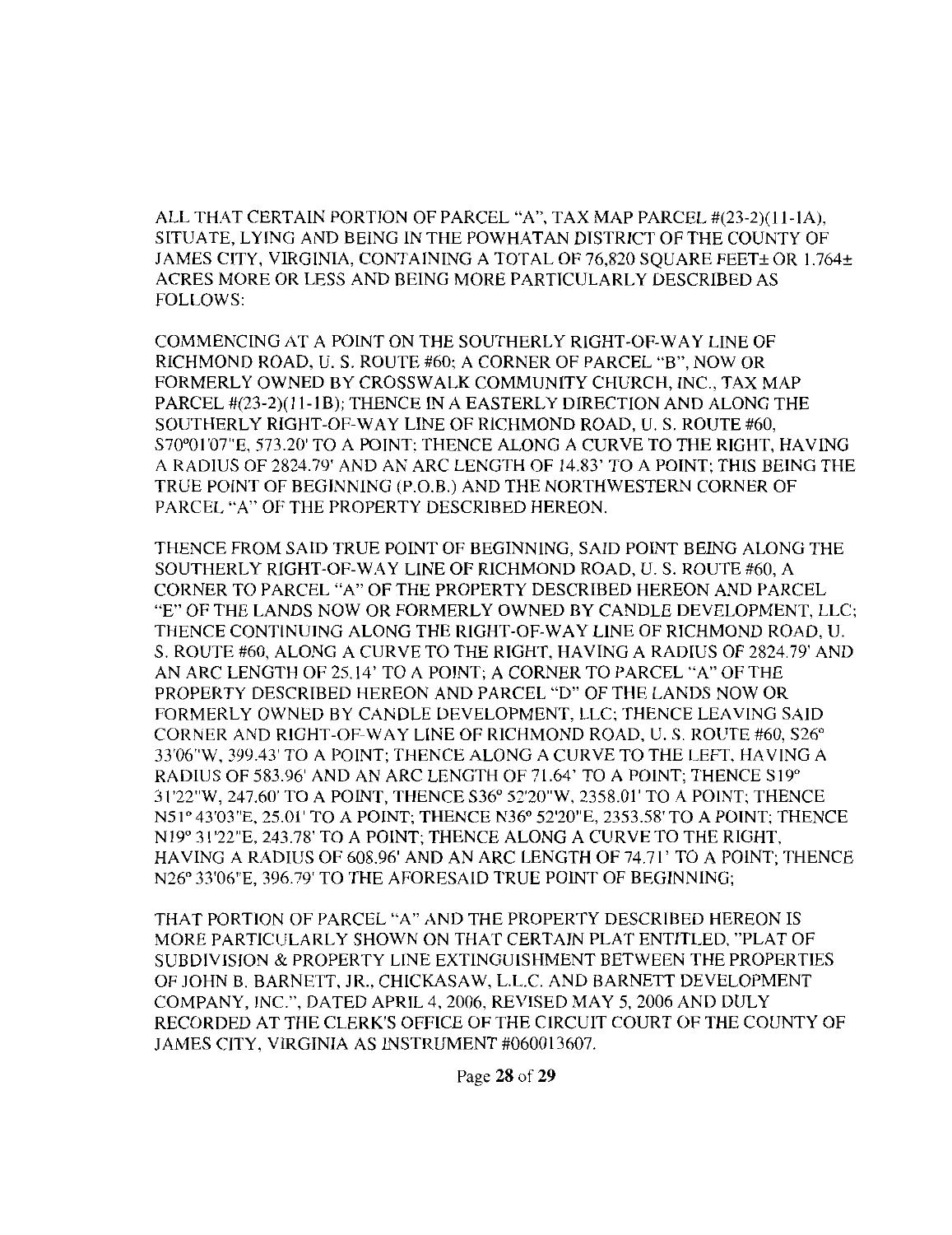ALL THAT CERTAIN PORTION OF PARCEL "A", TAX MAP PARCEL #(23-2)(11-1A), SITUATE, LYING AND BEING IN THE POWHATAN DISTRICT OF THE COUNTY OF JAMES CITY, VIRGINIA, CONTAINING A TOTAL OF 76,820 SQUARE FEET± OR 1.764± ACRES MORE OR LESS AND BEING MORE PARTICULARLY DESCRIBED AS FOLLOWS:

COMMENCING AT A POINT ON THE SOUTHERLY RIGHT-OF-WAY LINE OF RICHMOND ROAD, U. S. ROUTE #60; A CORNER OF PARCEL "B", NOW OR FORMERLY OWNED BY CROSSWALK COMMUNITY CHURCH, INC., TAX MAP PARCEL #(23-2)(11-1B); THENCE IN A EASTERLY DIRECTION AND ALONG THE SOUTHERLY RIGHT-OF-WAY LINE OF RICHMOND ROAD, U. S. ROUTE #60, S70°01'07"E, 573.20' TO A POINT; THENCE ALONG A CURVE TO THE RIGHT, HAVING A RADIUS OF 2824.79' AND AN ARC LENGTH OF 14.83' TO A POINT; THIS BEING THE TRUE POINT OF BEGINNING (P.O.B.) AND THE NORTHWESTERN CORNER OF PARCEL "A" OF THE PROPERTY DESCRIBED HEREON.

THENCE FROM SAID TRUE POINT OF BEGINNING, SAID POINT BEING ALONG THE SOUTHERLY RIGHT-OF-WAY LINE OF RICHMOND ROAD, U. S. ROUTE #60, A CORNER TO PARCEL "A" OF THE PROPERTY DESCRIBED HEREON AND PARCEL "E" OF THE LANDS NOW OR FORMERLY OWNED BY CANDLE DEVELOPMENT, LLC; THENCE CONTINUING ALONG THE RIGHT-OF-WAY LINE OF RICHMOND ROAD, U. S. ROUTE #60, ALONG A CURVE TO THE RIGHT, HAVING A RADIUS OF 2824.79' AND AN ARC LENGTH OF 25.14' TO A POINT; A CORNER TO PARCEL "A" OF THE PROPERTY DESCRIBED HEREON AND PARCEL "D" OF THE LANDS NOW OR FORMERLY OWNED BY CANDLE DEVELOPMENT, LLC; THENCE LEAVING SAID CORNER AND RIGHT-OF-WAY LINE OF RICHMOND ROAD, U. S. ROUTE #60, S26° 33'06"W, 399.43' TO A POINT; THENCE ALONG A CURVE TO THE LEFT, HAVING A RADIUS OF 583.96' AND AN ARC LENGTH OF 71.64' TO A POINT; THENCE S19° 31'22"W, 247.60' TO A POINT, THENCE S36° 52'20"W, 2358.01' TO A POINT; THENCE N51° 43'03"E, 25.01' TO A POINT; THENCE N36° 52'20"E, 2353.58' TO A POINT; THENCE N19° 31'22"E, 243.78' TO A POINT; THENCE ALONG A CURVE TO THE RIGHT, HAVING A RADIUS OF 608.96' AND AN ARC LENGTH OF 74.71' TO A POINT; THENCE N26° 33'06"E, 396.79' TO THE AFORESAID TRUE POINT OF BEGINNING;

THAT PORTION OF PARCEL "A" AND THE PROPERTY DESCRIBED HEREON IS MORE PARTICULARLY SHOWN ON THAT CERTAIN PLAT ENTITLED, "PLAT OF SUBDIVISION & PROPERTY LINE EXTINGUISHMENT BETWEEN THE PROPERTIES OF JOHN B. BARNETT, JR., CHICKASAW, L.L.C. AND BARNETT DEVELOPMENT COMPANY, INC.", DATED APRIL 4, 2006, REVISED MAY 5, 2006 AND DULY RECORDED AT THE CLERK'S OFFICE OF THE CIRCUIT COURT OF THE COUNTY OF JAMES CITY, VIRGINIA AS INSTRUMENT #060013607.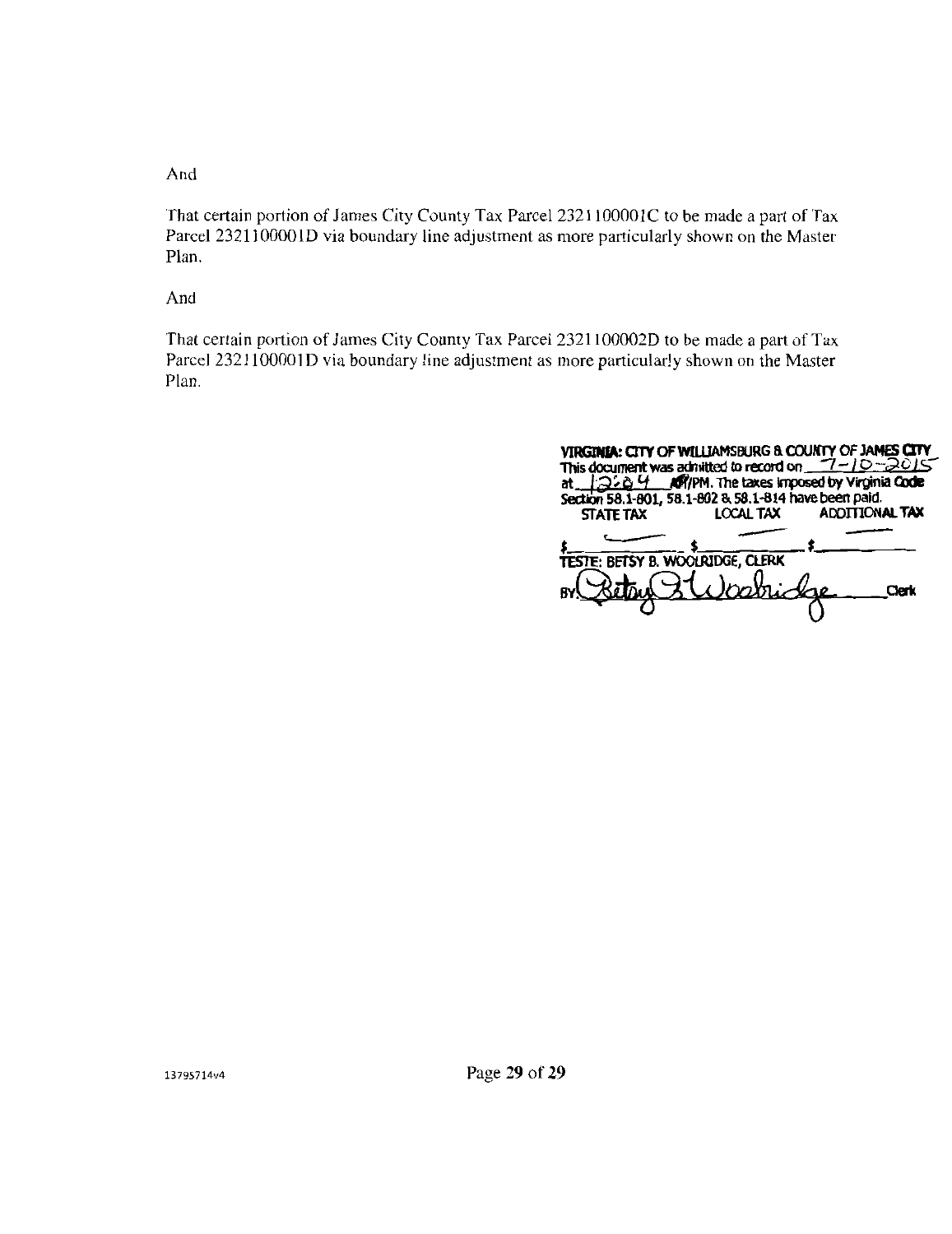And

That certain portion of James City County Tax Parcel 2321100001C to be made a part of Tax Parcel 2321100001D via boundary line adjustment as more particularly shown on the Master Plan.

And

That certain portion of James City County Tax Parcel 2321100002D to be made a part of Tax Parcel 2321100001D via boundary line adjustment as more particularly shown on the Master Plan.

**VIRGINIA: CITY OF WILLIAMSBURG & COUNTY OF JAMES CITY**
This document was admitted to record on 7-10-2015 at 12:04 AM/PM. The taxes imposed by Virginia Code Section 58.1-801, 58.1-802 & 58.1-814 have been paid.

| STATE TAX | LOCAL TAX | ADDITIONAL TAX |
| --- | --- | --- |
| $ — | $ — | $ — |

TESTE: BETSY B. WOOLRIDGE, CLERK

BY: Betsy B. Woolridge Clerk

13795714v4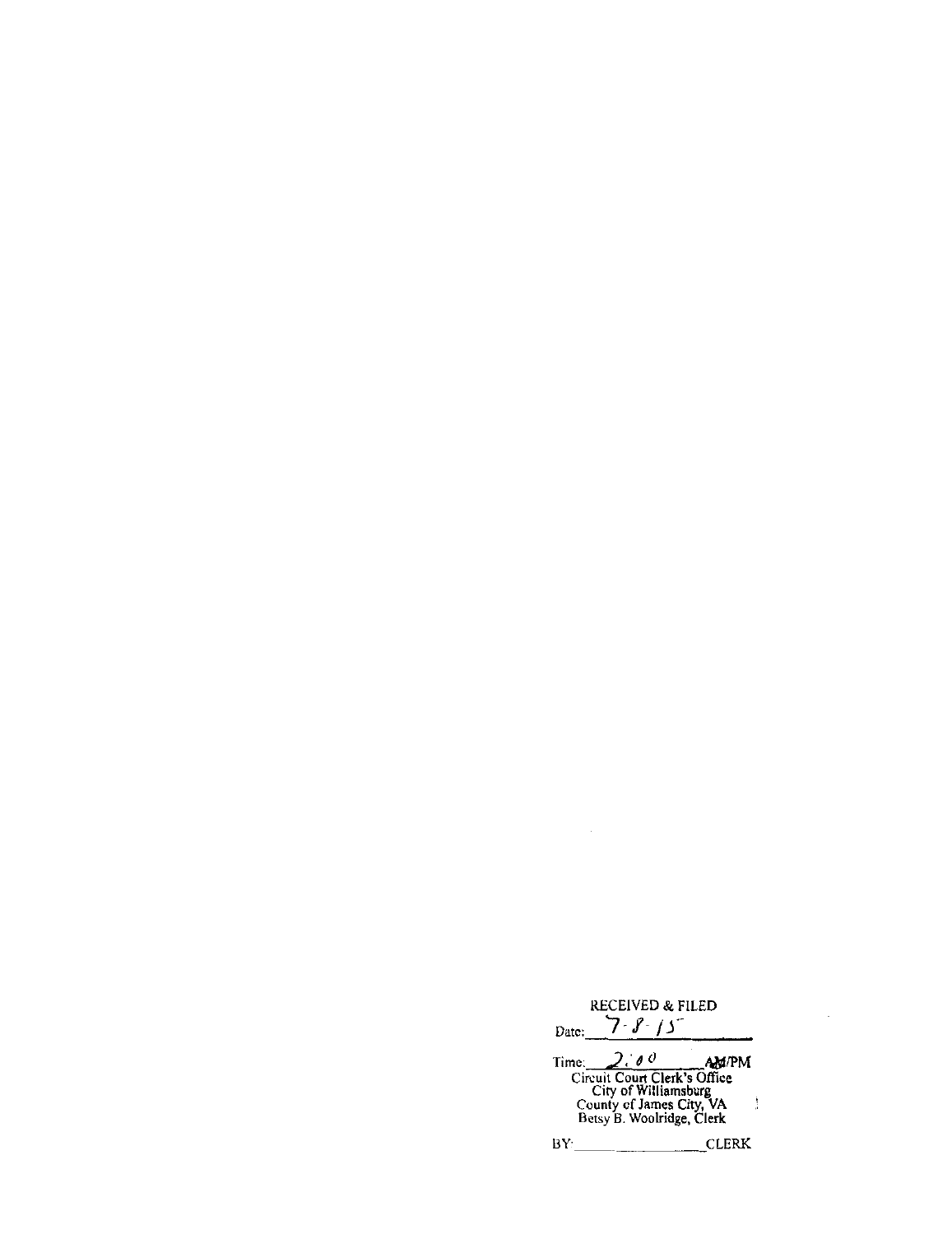RECEIVED & FILED

Date: 7-8-15

Time: 2:00 AM/PM

Circuit Court Clerk's Office
City of Williamsburg
County of James City, VA
Betsy B. Woolridge, Clerk

BY: ________________ CLERK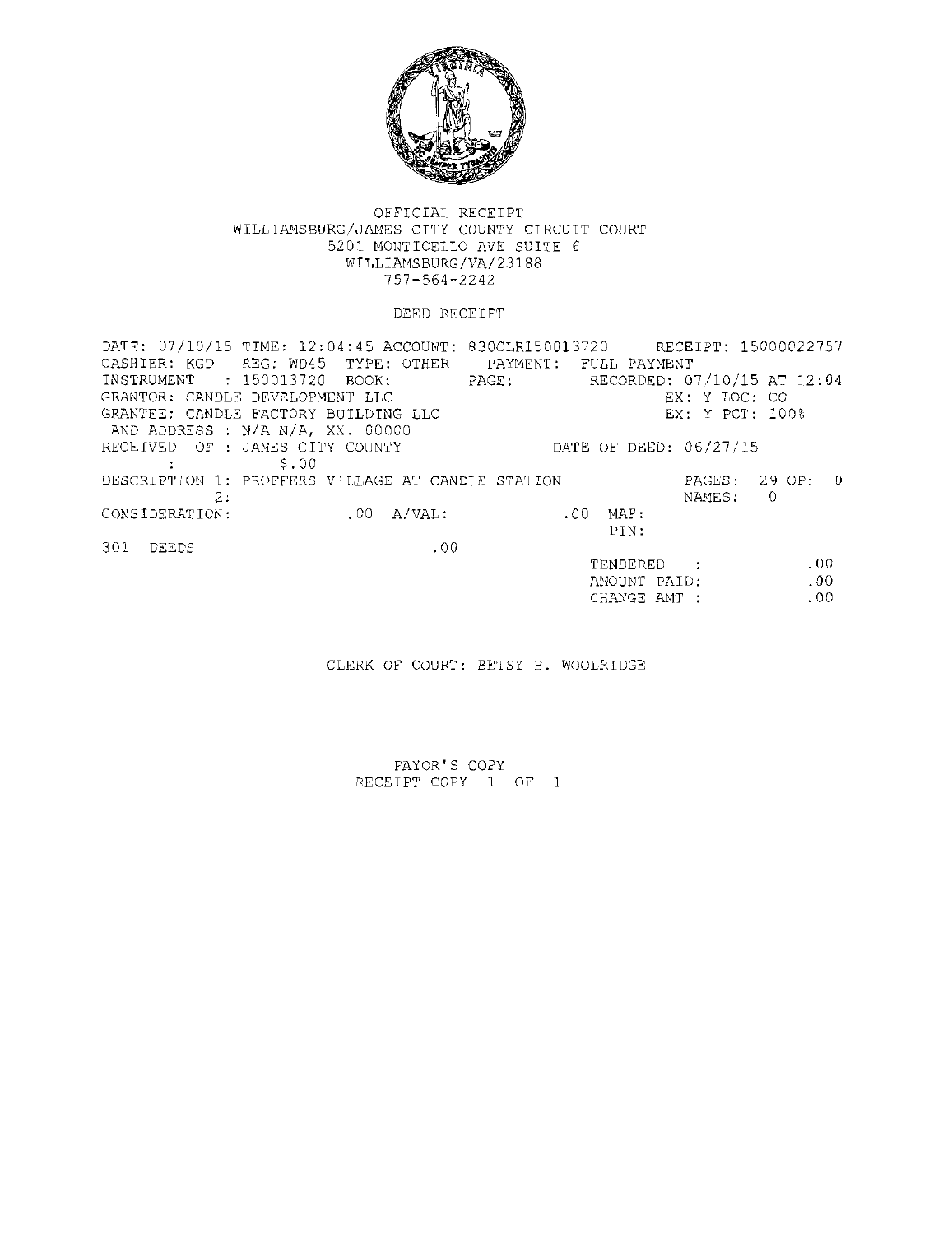OFFICIAL RECEIPT
WILLIAMSBURG/JAMES CITY COUNTY CIRCUIT COURT
5201 MONTICELLO AVE SUITE 6
WILLIAMSBURG/VA/23188
757-564-2242

DEED RECEIPT

DATE: 07/10/15 TIME: 12:04:45 ACCOUNT: 830CLR150013720 RECEIPT: 15000022757
CASHIER: KGD REG: WD45 TYPE: OTHER PAYMENT: FULL PAYMENT
INSTRUMENT : 150013720 BOOK: PAGE: RECORDED: 07/10/15 AT 12:04
GRANTOR: CANDLE DEVELOPMENT LLC EX: Y LOC: CO
GRANTEE: CANDLE FACTORY BUILDING LLC EX: Y PCT: 100%
AND ADDRESS : N/A N/A, XX. 00000
RECEIVED OF : JAMES CITY COUNTY DATE OF DEED: 06/27/15
: $.00
DESCRIPTION 1: PROFFERS VILLAGE AT CANDLE STATION PAGES: 29 OP: 0
2: NAMES: 0
CONSIDERATION: .00 A/VAL: .00 MAP:
PIN:

301 DEEDS .00

TENDERED : .00
AMOUNT PAID: .00
CHANGE AMT : .00

CLERK OF COURT: BETSY B. WOOLRIDGE

PAYOR'S COPY
RECEIPT COPY 1 OF 1